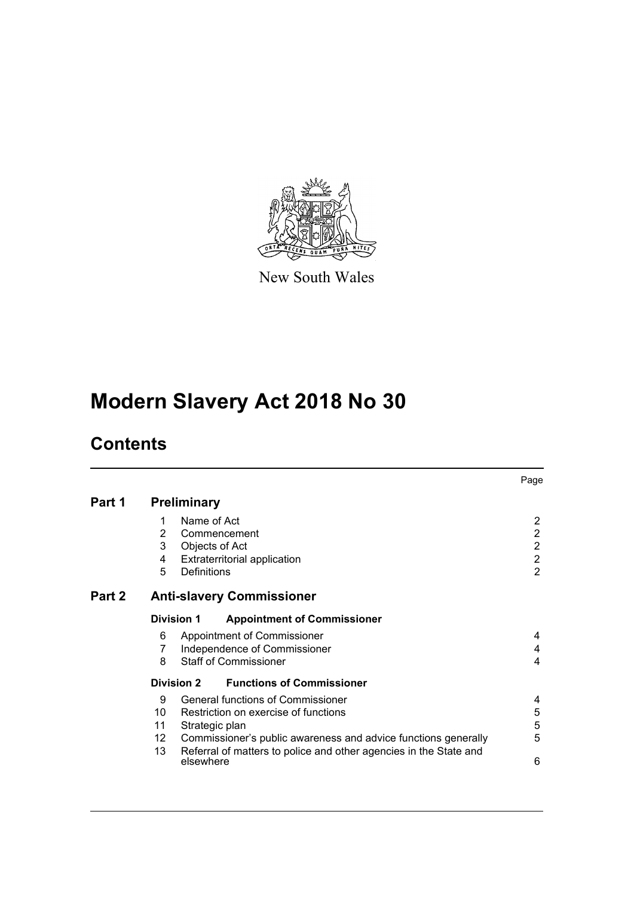New South Wales

# Modern Slavery Act 2018 No 30

## Contents

| | | | Page |
|---|---|---|---|
| **Part 1** | **Preliminary** | | |
| | 1 | Name of Act | 2 |
| | 2 | Commencement | 2 |
| | 3 | Objects of Act | 2 |
| | 4 | Extraterritorial application | 2 |
| | 5 | Definitions | 2 |
| **Part 2** | **Anti-slavery Commissioner** | | |
| | **Division 1** | **Appointment of Commissioner** | |
| | 6 | Appointment of Commissioner | 4 |
| | 7 | Independence of Commissioner | 4 |
| | 8 | Staff of Commissioner | 4 |
| | **Division 2** | **Functions of Commissioner** | |
| | 9 | General functions of Commissioner | 4 |
| | 10 | Restriction on exercise of functions | 5 |
| | 11 | Strategic plan | 5 |
| | 12 | Commissioner's public awareness and advice functions generally | 5 |
| | 13 | Referral of matters to police and other agencies in the State and elsewhere | 6 |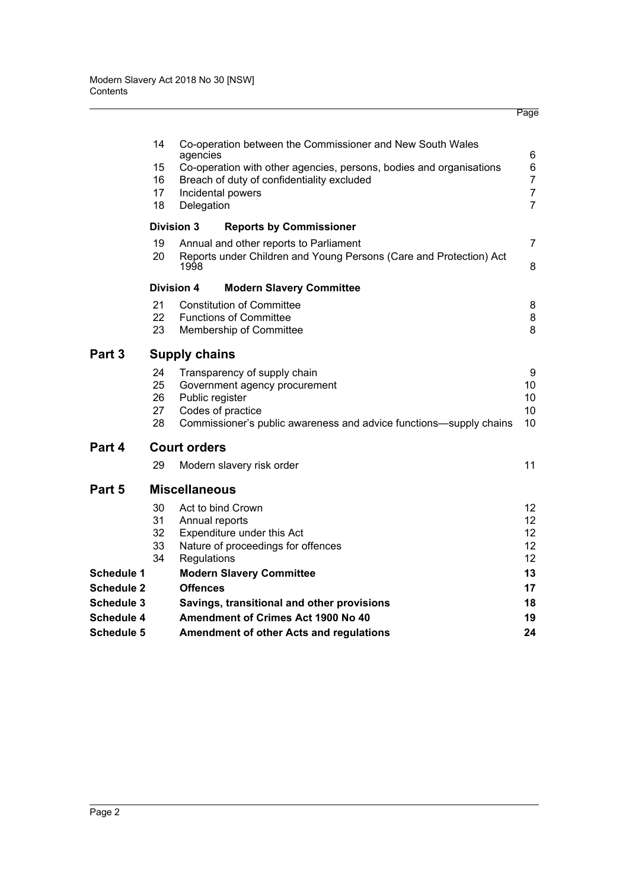| | | | Page |
|---|---|---|---|
| | 14 | Co-operation between the Commissioner and New South Wales agencies | 6 |
| | 15 | Co-operation with other agencies, persons, bodies and organisations | 6 |
| | 16 | Breach of duty of confidentiality excluded | 7 |
| | 17 | Incidental powers | 7 |
| | 18 | Delegation | 7 |
| | **Division 3** | **Reports by Commissioner** | |
| | 19 | Annual and other reports to Parliament | 7 |
| | 20 | Reports under Children and Young Persons (Care and Protection) Act 1998 | 8 |
| | **Division 4** | **Modern Slavery Committee** | |
| | 21 | Constitution of Committee | 8 |
| | 22 | Functions of Committee | 8 |
| | 23 | Membership of Committee | 8 |
| **Part 3** | **Supply chains** | | |
| | 24 | Transparency of supply chain | 9 |
| | 25 | Government agency procurement | 10 |
| | 26 | Public register | 10 |
| | 27 | Codes of practice | 10 |
| | 28 | Commissioner's public awareness and advice functions—supply chains | 10 |
| **Part 4** | **Court orders** | | |
| | 29 | Modern slavery risk order | 11 |
| **Part 5** | **Miscellaneous** | | |
| | 30 | Act to bind Crown | 12 |
| | 31 | Annual reports | 12 |
| | 32 | Expenditure under this Act | 12 |
| | 33 | Nature of proceedings for offences | 12 |
| | 34 | Regulations | 12 |
| **Schedule 1** | | **Modern Slavery Committee** | **13** |
| **Schedule 2** | | **Offences** | **17** |
| **Schedule 3** | | **Savings, transitional and other provisions** | **18** |
| **Schedule 4** | | **Amendment of Crimes Act 1900 No 40** | **19** |
| **Schedule 5** | | **Amendment of other Acts and regulations** | **24** |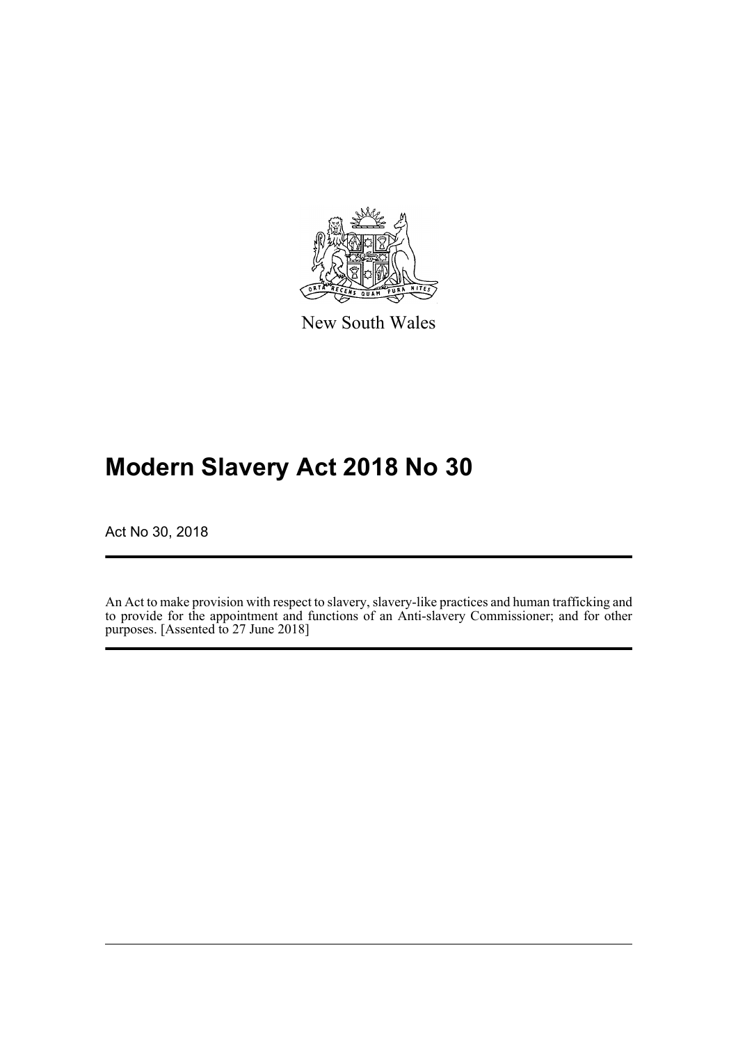New South Wales

# Modern Slavery Act 2018 No 30

Act No 30, 2018

An Act to make provision with respect to slavery, slavery-like practices and human trafficking and to provide for the appointment and functions of an Anti-slavery Commissioner; and for other purposes. [Assented to 27 June 2018]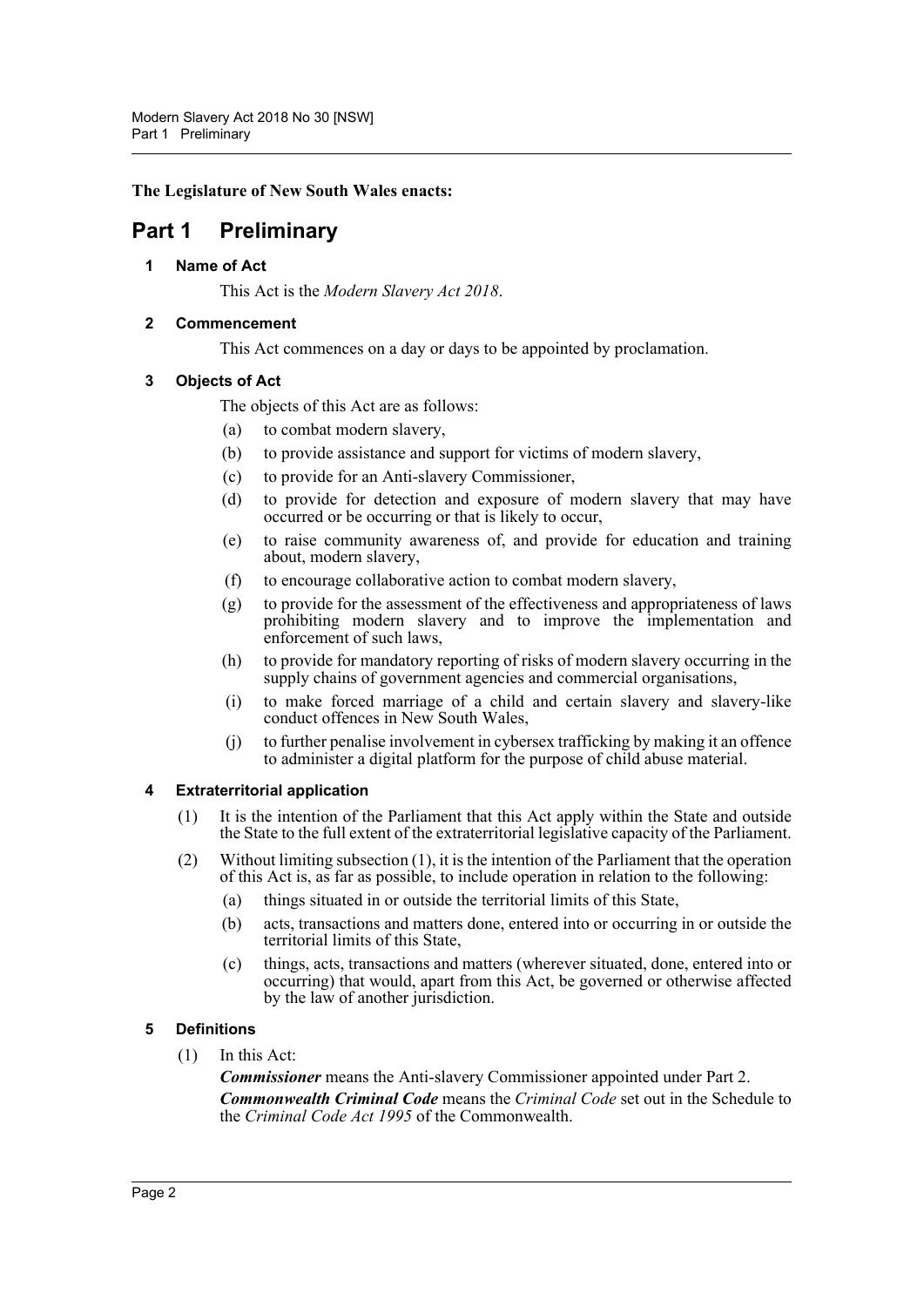**The Legislature of New South Wales enacts:**

# Part 1 Preliminary

### 1 Name of Act

This Act is the *Modern Slavery Act 2018*.

### 2 Commencement

This Act commences on a day or days to be appointed by proclamation.

### 3 Objects of Act

The objects of this Act are as follows:

(a) to combat modern slavery,

(b) to provide assistance and support for victims of modern slavery,

(c) to provide for an Anti-slavery Commissioner,

(d) to provide for detection and exposure of modern slavery that may have occurred or be occurring or that is likely to occur,

(e) to raise community awareness of, and provide for education and training about, modern slavery,

(f) to encourage collaborative action to combat modern slavery,

(g) to provide for the assessment of the effectiveness and appropriateness of laws prohibiting modern slavery and to improve the implementation and enforcement of such laws,

(h) to provide for mandatory reporting of risks of modern slavery occurring in the supply chains of government agencies and commercial organisations,

(i) to make forced marriage of a child and certain slavery and slavery-like conduct offences in New South Wales,

(j) to further penalise involvement in cybersex trafficking by making it an offence to administer a digital platform for the purpose of child abuse material.

### 4 Extraterritorial application

(1) It is the intention of the Parliament that this Act apply within the State and outside the State to the full extent of the extraterritorial legislative capacity of the Parliament.

(2) Without limiting subsection (1), it is the intention of the Parliament that the operation of this Act is, as far as possible, to include operation in relation to the following:

(a) things situated in or outside the territorial limits of this State,

(b) acts, transactions and matters done, entered into or occurring in or outside the territorial limits of this State,

(c) things, acts, transactions and matters (wherever situated, done, entered into or occurring) that would, apart from this Act, be governed or otherwise affected by the law of another jurisdiction.

### 5 Definitions

(1) In this Act:

***Commissioner*** means the Anti-slavery Commissioner appointed under Part 2.

***Commonwealth Criminal Code*** means the *Criminal Code* set out in the Schedule to the *Criminal Code Act 1995* of the Commonwealth.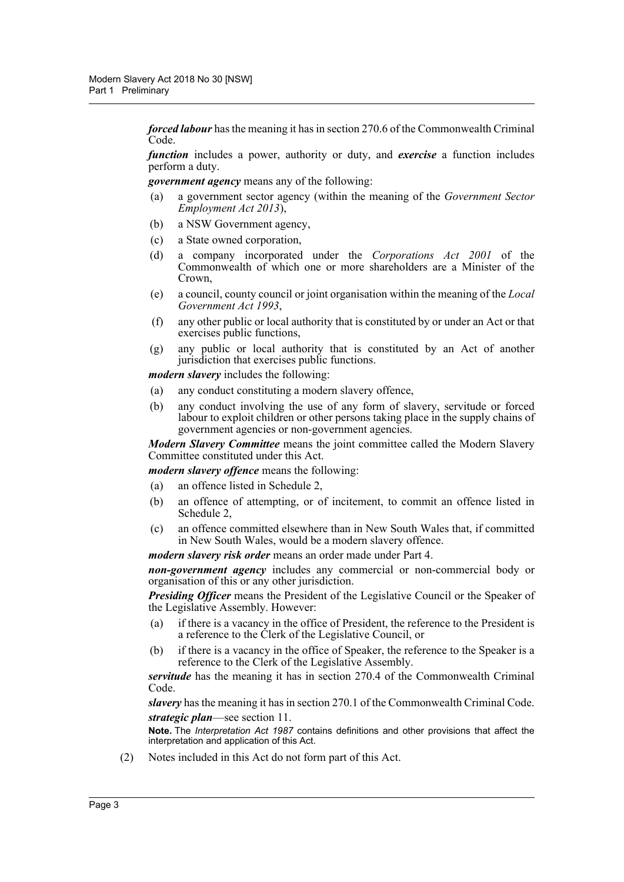***forced labour*** has the meaning it has in section 270.6 of the Commonwealth Criminal Code.

***function*** includes a power, authority or duty, and ***exercise*** a function includes perform a duty.

***government agency*** means any of the following:

- (a) a government sector agency (within the meaning of the *Government Sector Employment Act 2013*),
- (b) a NSW Government agency,
- (c) a State owned corporation,
- (d) a company incorporated under the *Corporations Act 2001* of the Commonwealth of which one or more shareholders are a Minister of the Crown,
- (e) a council, county council or joint organisation within the meaning of the *Local Government Act 1993*,
- (f) any other public or local authority that is constituted by or under an Act or that exercises public functions,
- (g) any public or local authority that is constituted by an Act of another jurisdiction that exercises public functions.

***modern slavery*** includes the following:

- (a) any conduct constituting a modern slavery offence,
- (b) any conduct involving the use of any form of slavery, servitude or forced labour to exploit children or other persons taking place in the supply chains of government agencies or non-government agencies.

***Modern Slavery Committee*** means the joint committee called the Modern Slavery Committee constituted under this Act.

***modern slavery offence*** means the following:

- (a) an offence listed in Schedule 2,
- (b) an offence of attempting, or of incitement, to commit an offence listed in Schedule 2,
- (c) an offence committed elsewhere than in New South Wales that, if committed in New South Wales, would be a modern slavery offence.

***modern slavery risk order*** means an order made under Part 4.

***non-government agency*** includes any commercial or non-commercial body or organisation of this or any other jurisdiction.

***Presiding Officer*** means the President of the Legislative Council or the Speaker of the Legislative Assembly. However:

- (a) if there is a vacancy in the office of President, the reference to the President is a reference to the Clerk of the Legislative Council, or
- (b) if there is a vacancy in the office of Speaker, the reference to the Speaker is a reference to the Clerk of the Legislative Assembly.

***servitude*** has the meaning it has in section 270.4 of the Commonwealth Criminal Code.

***slavery*** has the meaning it has in section 270.1 of the Commonwealth Criminal Code.

***strategic plan***—see section 11.

**Note.** The *Interpretation Act 1987* contains definitions and other provisions that affect the interpretation and application of this Act.

(2) Notes included in this Act do not form part of this Act.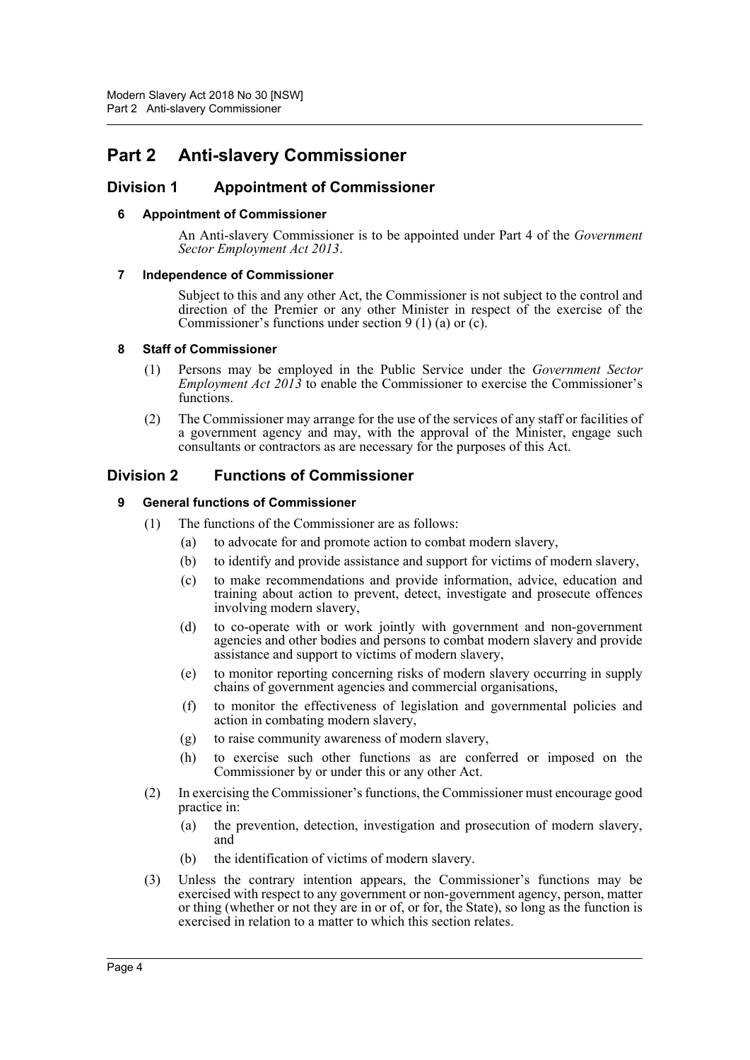# Part 2 Anti-slavery Commissioner

## Division 1 Appointment of Commissioner

### 6 Appointment of Commissioner

An Anti-slavery Commissioner is to be appointed under Part 4 of the *Government Sector Employment Act 2013*.

### 7 Independence of Commissioner

Subject to this and any other Act, the Commissioner is not subject to the control and direction of the Premier or any other Minister in respect of the exercise of the Commissioner's functions under section 9 (1) (a) or (c).

### 8 Staff of Commissioner

(1) Persons may be employed in the Public Service under the *Government Sector Employment Act 2013* to enable the Commissioner to exercise the Commissioner's functions.

(2) The Commissioner may arrange for the use of the services of any staff or facilities of a government agency and may, with the approval of the Minister, engage such consultants or contractors as are necessary for the purposes of this Act.

## Division 2 Functions of Commissioner

### 9 General functions of Commissioner

(1) The functions of the Commissioner are as follows:

- (a) to advocate for and promote action to combat modern slavery,
- (b) to identify and provide assistance and support for victims of modern slavery,
- (c) to make recommendations and provide information, advice, education and training about action to prevent, detect, investigate and prosecute offences involving modern slavery,
- (d) to co-operate with or work jointly with government and non-government agencies and other bodies and persons to combat modern slavery and provide assistance and support to victims of modern slavery,
- (e) to monitor reporting concerning risks of modern slavery occurring in supply chains of government agencies and commercial organisations,
- (f) to monitor the effectiveness of legislation and governmental policies and action in combating modern slavery,
- (g) to raise community awareness of modern slavery,
- (h) to exercise such other functions as are conferred or imposed on the Commissioner by or under this or any other Act.

(2) In exercising the Commissioner's functions, the Commissioner must encourage good practice in:

- (a) the prevention, detection, investigation and prosecution of modern slavery, and
- (b) the identification of victims of modern slavery.

(3) Unless the contrary intention appears, the Commissioner's functions may be exercised with respect to any government or non-government agency, person, matter or thing (whether or not they are in or of, or for, the State), so long as the function is exercised in relation to a matter to which this section relates.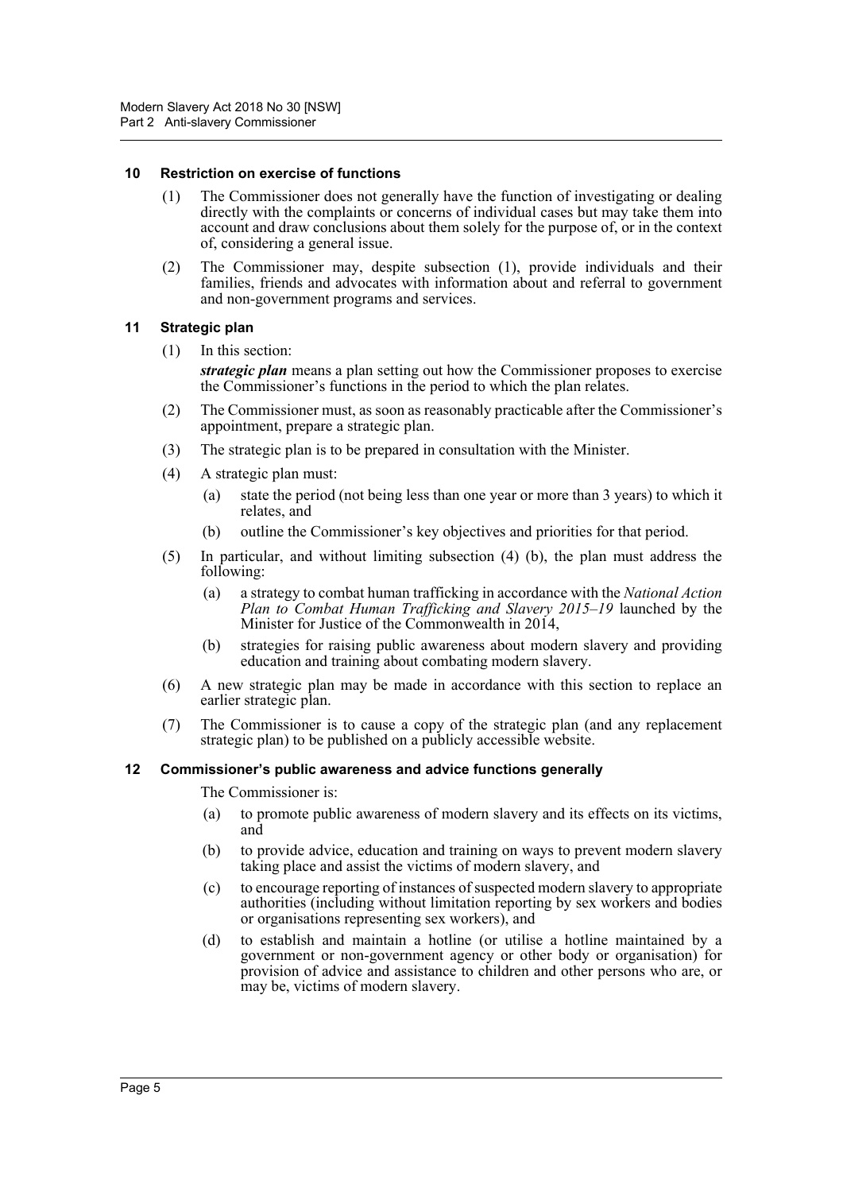#### 10 Restriction on exercise of functions

(1) The Commissioner does not generally have the function of investigating or dealing directly with the complaints or concerns of individual cases but may take them into account and draw conclusions about them solely for the purpose of, or in the context of, considering a general issue.

(2) The Commissioner may, despite subsection (1), provide individuals and their families, friends and advocates with information about and referral to government and non-government programs and services.

#### 11 Strategic plan

(1) In this section:

***strategic plan*** means a plan setting out how the Commissioner proposes to exercise the Commissioner's functions in the period to which the plan relates.

(2) The Commissioner must, as soon as reasonably practicable after the Commissioner's appointment, prepare a strategic plan.

(3) The strategic plan is to be prepared in consultation with the Minister.

(4) A strategic plan must:

(a) state the period (not being less than one year or more than 3 years) to which it relates, and

(b) outline the Commissioner's key objectives and priorities for that period.

(5) In particular, and without limiting subsection (4) (b), the plan must address the following:

(a) a strategy to combat human trafficking in accordance with the *National Action Plan to Combat Human Trafficking and Slavery 2015–19* launched by the Minister for Justice of the Commonwealth in 2014,

(b) strategies for raising public awareness about modern slavery and providing education and training about combating modern slavery.

(6) A new strategic plan may be made in accordance with this section to replace an earlier strategic plan.

(7) The Commissioner is to cause a copy of the strategic plan (and any replacement strategic plan) to be published on a publicly accessible website.

#### 12 Commissioner's public awareness and advice functions generally

The Commissioner is:

(a) to promote public awareness of modern slavery and its effects on its victims, and

(b) to provide advice, education and training on ways to prevent modern slavery taking place and assist the victims of modern slavery, and

(c) to encourage reporting of instances of suspected modern slavery to appropriate authorities (including without limitation reporting by sex workers and bodies or organisations representing sex workers), and

(d) to establish and maintain a hotline (or utilise a hotline maintained by a government or non-government agency or other body or organisation) for provision of advice and assistance to children and other persons who are, or may be, victims of modern slavery.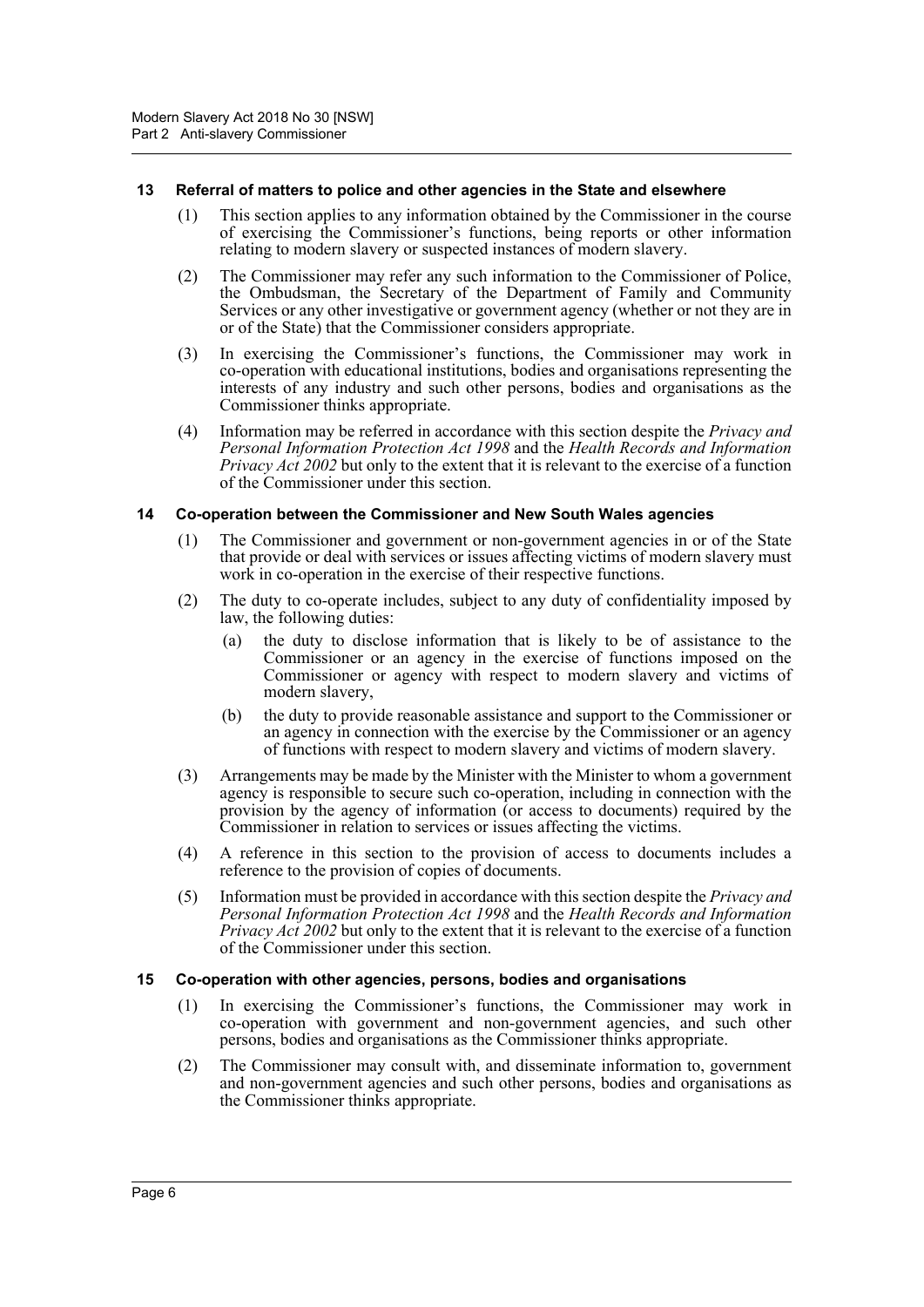### 13 Referral of matters to police and other agencies in the State and elsewhere

(1) This section applies to any information obtained by the Commissioner in the course of exercising the Commissioner's functions, being reports or other information relating to modern slavery or suspected instances of modern slavery.

(2) The Commissioner may refer any such information to the Commissioner of Police, the Ombudsman, the Secretary of the Department of Family and Community Services or any other investigative or government agency (whether or not they are in or of the State) that the Commissioner considers appropriate.

(3) In exercising the Commissioner's functions, the Commissioner may work in co-operation with educational institutions, bodies and organisations representing the interests of any industry and such other persons, bodies and organisations as the Commissioner thinks appropriate.

(4) Information may be referred in accordance with this section despite the *Privacy and Personal Information Protection Act 1998* and the *Health Records and Information Privacy Act 2002* but only to the extent that it is relevant to the exercise of a function of the Commissioner under this section.

### 14 Co-operation between the Commissioner and New South Wales agencies

(1) The Commissioner and government or non-government agencies in or of the State that provide or deal with services or issues affecting victims of modern slavery must work in co-operation in the exercise of their respective functions.

(2) The duty to co-operate includes, subject to any duty of confidentiality imposed by law, the following duties:

- (a) the duty to disclose information that is likely to be of assistance to the Commissioner or an agency in the exercise of functions imposed on the Commissioner or agency with respect to modern slavery and victims of modern slavery,
- (b) the duty to provide reasonable assistance and support to the Commissioner or an agency in connection with the exercise by the Commissioner or an agency of functions with respect to modern slavery and victims of modern slavery.

(3) Arrangements may be made by the Minister with the Minister to whom a government agency is responsible to secure such co-operation, including in connection with the provision by the agency of information (or access to documents) required by the Commissioner in relation to services or issues affecting the victims.

(4) A reference in this section to the provision of access to documents includes a reference to the provision of copies of documents.

(5) Information must be provided in accordance with this section despite the *Privacy and Personal Information Protection Act 1998* and the *Health Records and Information Privacy Act 2002* but only to the extent that it is relevant to the exercise of a function of the Commissioner under this section.

### 15 Co-operation with other agencies, persons, bodies and organisations

(1) In exercising the Commissioner's functions, the Commissioner may work in co-operation with government and non-government agencies, and such other persons, bodies and organisations as the Commissioner thinks appropriate.

(2) The Commissioner may consult with, and disseminate information to, government and non-government agencies and such other persons, bodies and organisations as the Commissioner thinks appropriate.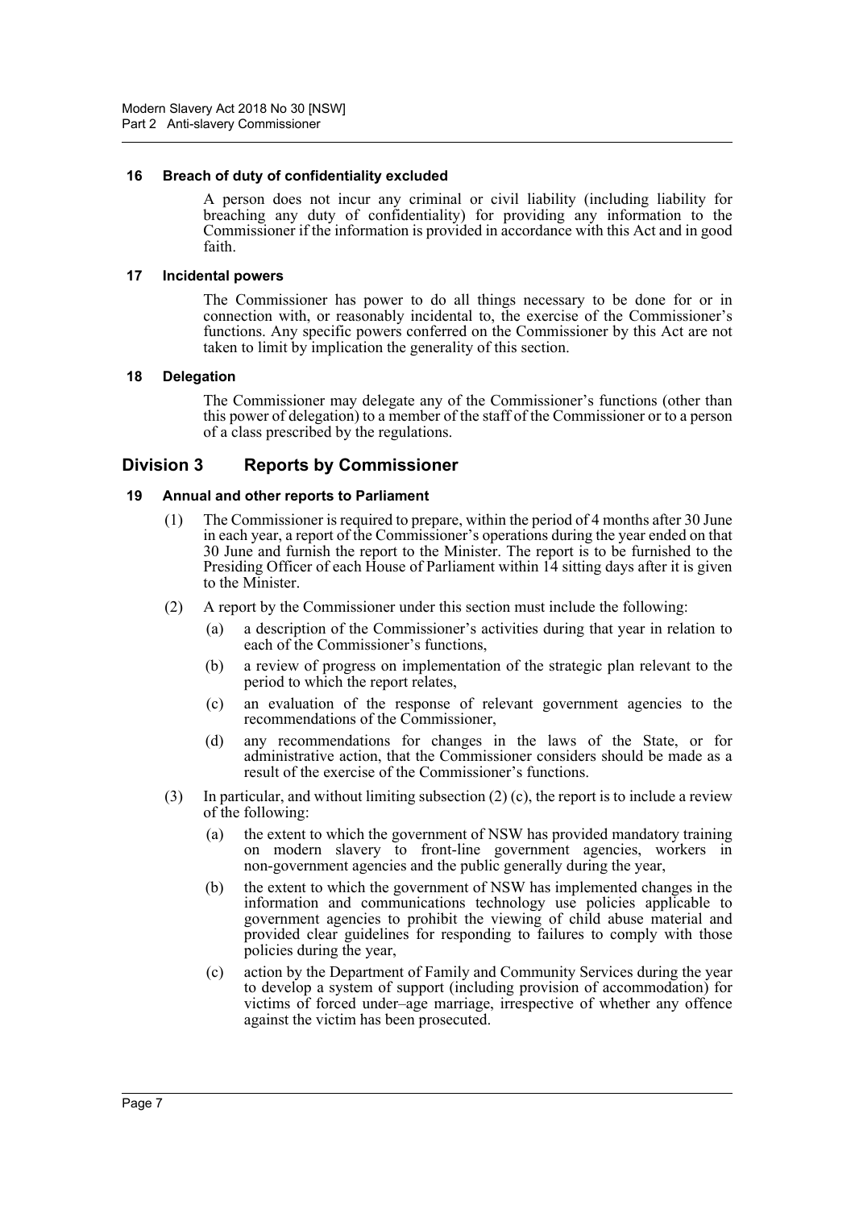#### 16 Breach of duty of confidentiality excluded

A person does not incur any criminal or civil liability (including liability for breaching any duty of confidentiality) for providing any information to the Commissioner if the information is provided in accordance with this Act and in good faith.

#### 17 Incidental powers

The Commissioner has power to do all things necessary to be done for or in connection with, or reasonably incidental to, the exercise of the Commissioner's functions. Any specific powers conferred on the Commissioner by this Act are not taken to limit by implication the generality of this section.

#### 18 Delegation

The Commissioner may delegate any of the Commissioner's functions (other than this power of delegation) to a member of the staff of the Commissioner or to a person of a class prescribed by the regulations.

### Division 3 Reports by Commissioner

#### 19 Annual and other reports to Parliament

(1) The Commissioner is required to prepare, within the period of 4 months after 30 June in each year, a report of the Commissioner's operations during the year ended on that 30 June and furnish the report to the Minister. The report is to be furnished to the Presiding Officer of each House of Parliament within 14 sitting days after it is given to the Minister.

(2) A report by the Commissioner under this section must include the following:

(a) a description of the Commissioner's activities during that year in relation to each of the Commissioner's functions,

(b) a review of progress on implementation of the strategic plan relevant to the period to which the report relates,

(c) an evaluation of the response of relevant government agencies to the recommendations of the Commissioner,

(d) any recommendations for changes in the laws of the State, or for administrative action, that the Commissioner considers should be made as a result of the exercise of the Commissioner's functions.

(3) In particular, and without limiting subsection (2) (c), the report is to include a review of the following:

(a) the extent to which the government of NSW has provided mandatory training on modern slavery to front-line government agencies, workers in non-government agencies and the public generally during the year,

(b) the extent to which the government of NSW has implemented changes in the information and communications technology use policies applicable to government agencies to prohibit the viewing of child abuse material and provided clear guidelines for responding to failures to comply with those policies during the year,

(c) action by the Department of Family and Community Services during the year to develop a system of support (including provision of accommodation) for victims of forced under–age marriage, irrespective of whether any offence against the victim has been prosecuted.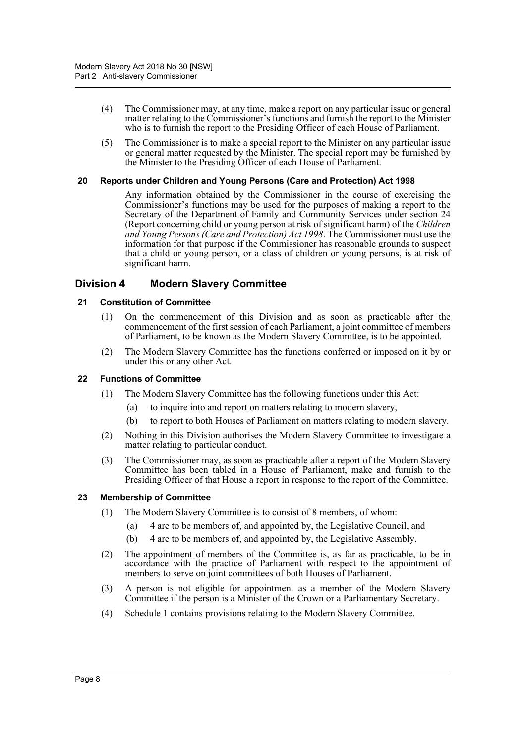(4) The Commissioner may, at any time, make a report on any particular issue or general matter relating to the Commissioner's functions and furnish the report to the Minister who is to furnish the report to the Presiding Officer of each House of Parliament.

(5) The Commissioner is to make a special report to the Minister on any particular issue or general matter requested by the Minister. The special report may be furnished by the Minister to the Presiding Officer of each House of Parliament.

#### 20 Reports under Children and Young Persons (Care and Protection) Act 1998

Any information obtained by the Commissioner in the course of exercising the Commissioner's functions may be used for the purposes of making a report to the Secretary of the Department of Family and Community Services under section 24 (Report concerning child or young person at risk of significant harm) of the *Children and Young Persons (Care and Protection) Act 1998*. The Commissioner must use the information for that purpose if the Commissioner has reasonable grounds to suspect that a child or young person, or a class of children or young persons, is at risk of significant harm.

### Division 4 Modern Slavery Committee

#### 21 Constitution of Committee

(1) On the commencement of this Division and as soon as practicable after the commencement of the first session of each Parliament, a joint committee of members of Parliament, to be known as the Modern Slavery Committee, is to be appointed.

(2) The Modern Slavery Committee has the functions conferred or imposed on it by or under this or any other Act.

#### 22 Functions of Committee

(1) The Modern Slavery Committee has the following functions under this Act:

(a) to inquire into and report on matters relating to modern slavery,

(b) to report to both Houses of Parliament on matters relating to modern slavery.

(2) Nothing in this Division authorises the Modern Slavery Committee to investigate a matter relating to particular conduct.

(3) The Commissioner may, as soon as practicable after a report of the Modern Slavery Committee has been tabled in a House of Parliament, make and furnish to the Presiding Officer of that House a report in response to the report of the Committee.

#### 23 Membership of Committee

(1) The Modern Slavery Committee is to consist of 8 members, of whom:

(a) 4 are to be members of, and appointed by, the Legislative Council, and

(b) 4 are to be members of, and appointed by, the Legislative Assembly.

(2) The appointment of members of the Committee is, as far as practicable, to be in accordance with the practice of Parliament with respect to the appointment of members to serve on joint committees of both Houses of Parliament.

(3) A person is not eligible for appointment as a member of the Modern Slavery Committee if the person is a Minister of the Crown or a Parliamentary Secretary.

(4) Schedule 1 contains provisions relating to the Modern Slavery Committee.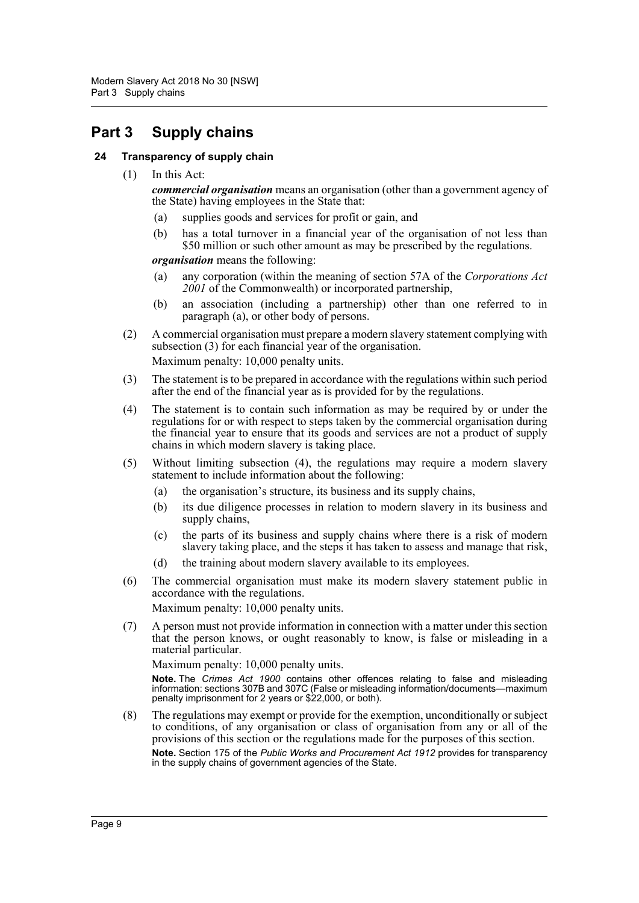# Part 3 Supply chains

## 24 Transparency of supply chain

(1) In this Act:

***commercial organisation*** means an organisation (other than a government agency of the State) having employees in the State that:

- (a) supplies goods and services for profit or gain, and
- (b) has a total turnover in a financial year of the organisation of not less than $50 million or such other amount as may be prescribed by the regulations.

***organisation*** means the following:

- (a) any corporation (within the meaning of section 57A of the *Corporations Act 2001* of the Commonwealth) or incorporated partnership,
- (b) an association (including a partnership) other than one referred to in paragraph (a), or other body of persons.

(2) A commercial organisation must prepare a modern slavery statement complying with subsection (3) for each financial year of the organisation.

Maximum penalty: 10,000 penalty units.

(3) The statement is to be prepared in accordance with the regulations within such period after the end of the financial year as is provided for by the regulations.

(4) The statement is to contain such information as may be required by or under the regulations for or with respect to steps taken by the commercial organisation during the financial year to ensure that its goods and services are not a product of supply chains in which modern slavery is taking place.

(5) Without limiting subsection (4), the regulations may require a modern slavery statement to include information about the following:

- (a) the organisation's structure, its business and its supply chains,
- (b) its due diligence processes in relation to modern slavery in its business and supply chains,
- (c) the parts of its business and supply chains where there is a risk of modern slavery taking place, and the steps it has taken to assess and manage that risk,
- (d) the training about modern slavery available to its employees.

(6) The commercial organisation must make its modern slavery statement public in accordance with the regulations.

Maximum penalty: 10,000 penalty units.

(7) A person must not provide information in connection with a matter under this section that the person knows, or ought reasonably to know, is false or misleading in a material particular.

Maximum penalty: 10,000 penalty units.

**Note.** The *Crimes Act 1900* contains other offences relating to false and misleading information: sections 307B and 307C (False or misleading information/documents—maximum penalty imprisonment for 2 years or $22,000, or both).

(8) The regulations may exempt or provide for the exemption, unconditionally or subject to conditions, of any organisation or class of organisation from any or all of the provisions of this section or the regulations made for the purposes of this section.

**Note.** Section 175 of the *Public Works and Procurement Act 1912* provides for transparency in the supply chains of government agencies of the State.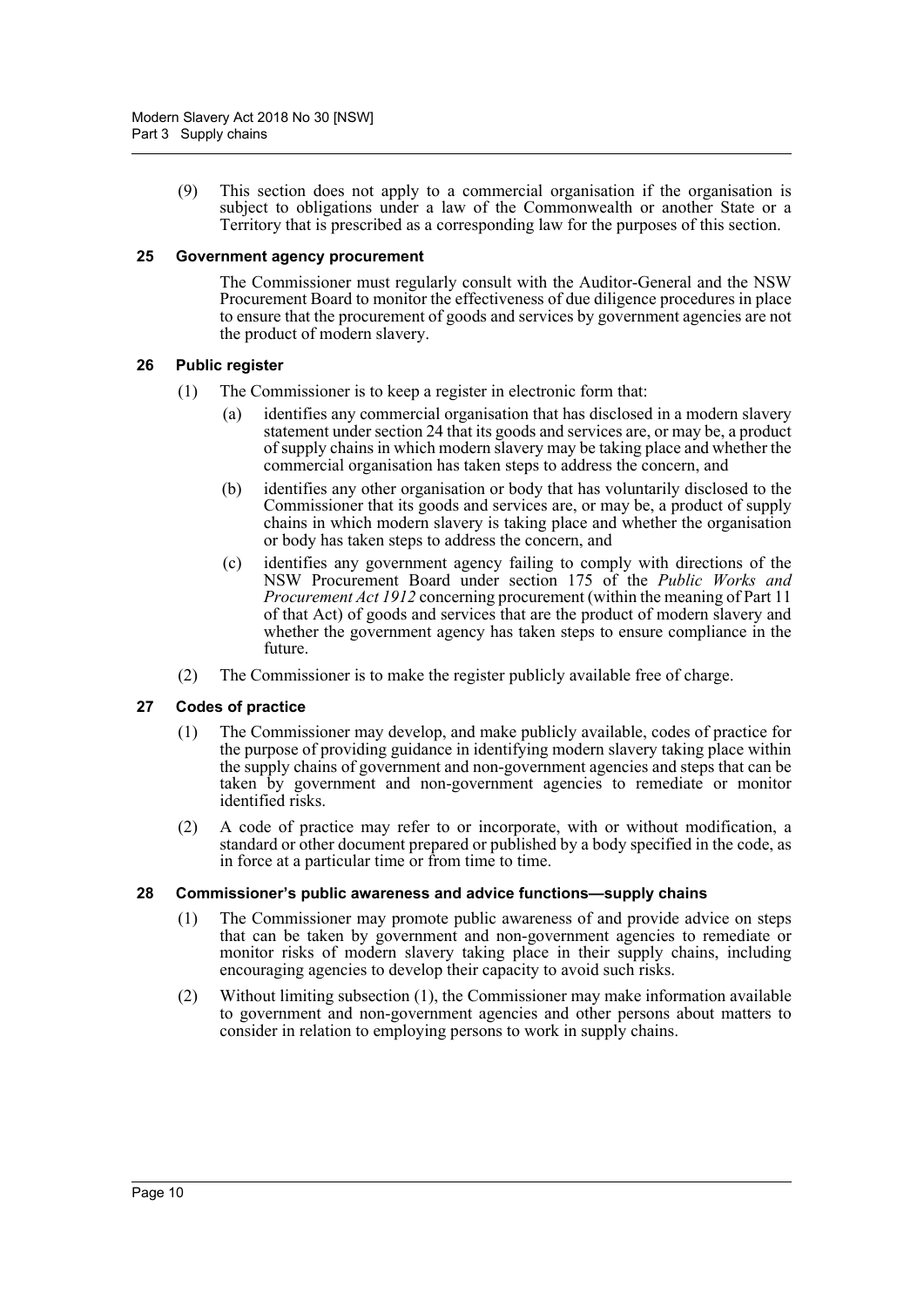(9) This section does not apply to a commercial organisation if the organisation is subject to obligations under a law of the Commonwealth or another State or a Territory that is prescribed as a corresponding law for the purposes of this section.

### 25 Government agency procurement

The Commissioner must regularly consult with the Auditor-General and the NSW Procurement Board to monitor the effectiveness of due diligence procedures in place to ensure that the procurement of goods and services by government agencies are not the product of modern slavery.

### 26 Public register

(1) The Commissioner is to keep a register in electronic form that:

(a) identifies any commercial organisation that has disclosed in a modern slavery statement under section 24 that its goods and services are, or may be, a product of supply chains in which modern slavery may be taking place and whether the commercial organisation has taken steps to address the concern, and

(b) identifies any other organisation or body that has voluntarily disclosed to the Commissioner that its goods and services are, or may be, a product of supply chains in which modern slavery is taking place and whether the organisation or body has taken steps to address the concern, and

(c) identifies any government agency failing to comply with directions of the NSW Procurement Board under section 175 of the *Public Works and Procurement Act 1912* concerning procurement (within the meaning of Part 11 of that Act) of goods and services that are the product of modern slavery and whether the government agency has taken steps to ensure compliance in the future.

(2) The Commissioner is to make the register publicly available free of charge.

### 27 Codes of practice

(1) The Commissioner may develop, and make publicly available, codes of practice for the purpose of providing guidance in identifying modern slavery taking place within the supply chains of government and non-government agencies and steps that can be taken by government and non-government agencies to remediate or monitor identified risks.

(2) A code of practice may refer to or incorporate, with or without modification, a standard or other document prepared or published by a body specified in the code, as in force at a particular time or from time to time.

### 28 Commissioner's public awareness and advice functions—supply chains

(1) The Commissioner may promote public awareness of and provide advice on steps that can be taken by government and non-government agencies to remediate or monitor risks of modern slavery taking place in their supply chains, including encouraging agencies to develop their capacity to avoid such risks.

(2) Without limiting subsection (1), the Commissioner may make information available to government and non-government agencies and other persons about matters to consider in relation to employing persons to work in supply chains.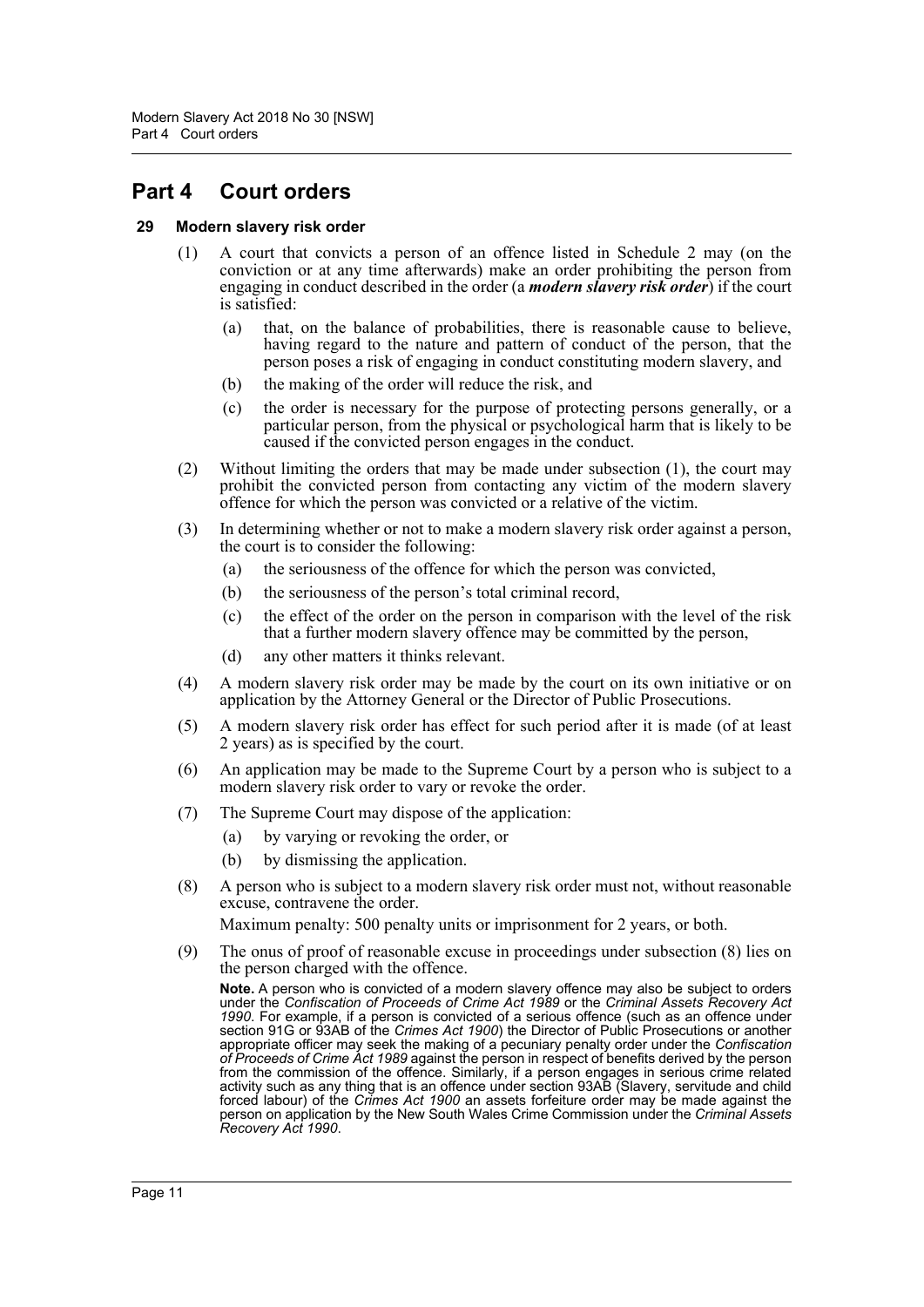# Part 4 Court orders

### 29 Modern slavery risk order

(1) A court that convicts a person of an offence listed in Schedule 2 may (on the conviction or at any time afterwards) make an order prohibiting the person from engaging in conduct described in the order (a ***modern slavery risk order***) if the court is satisfied:

- (a) that, on the balance of probabilities, there is reasonable cause to believe, having regard to the nature and pattern of conduct of the person, that the person poses a risk of engaging in conduct constituting modern slavery, and
- (b) the making of the order will reduce the risk, and
- (c) the order is necessary for the purpose of protecting persons generally, or a particular person, from the physical or psychological harm that is likely to be caused if the convicted person engages in the conduct.

(2) Without limiting the orders that may be made under subsection (1), the court may prohibit the convicted person from contacting any victim of the modern slavery offence for which the person was convicted or a relative of the victim.

(3) In determining whether or not to make a modern slavery risk order against a person, the court is to consider the following:

- (a) the seriousness of the offence for which the person was convicted,
- (b) the seriousness of the person's total criminal record,
- (c) the effect of the order on the person in comparison with the level of the risk that a further modern slavery offence may be committed by the person,
- (d) any other matters it thinks relevant.

(4) A modern slavery risk order may be made by the court on its own initiative or on application by the Attorney General or the Director of Public Prosecutions.

(5) A modern slavery risk order has effect for such period after it is made (of at least 2 years) as is specified by the court.

(6) An application may be made to the Supreme Court by a person who is subject to a modern slavery risk order to vary or revoke the order.

(7) The Supreme Court may dispose of the application:

- (a) by varying or revoking the order, or
- (b) by dismissing the application.

(8) A person who is subject to a modern slavery risk order must not, without reasonable excuse, contravene the order.

Maximum penalty: 500 penalty units or imprisonment for 2 years, or both.

(9) The onus of proof of reasonable excuse in proceedings under subsection (8) lies on the person charged with the offence.

**Note.** A person who is convicted of a modern slavery offence may also be subject to orders under the *Confiscation of Proceeds of Crime Act 1989* or the *Criminal Assets Recovery Act 1990*. For example, if a person is convicted of a serious offence (such as an offence under section 91G or 93AB of the *Crimes Act 1900*) the Director of Public Prosecutions or another appropriate officer may seek the making of a pecuniary penalty order under the *Confiscation of Proceeds of Crime Act 1989* against the person in respect of benefits derived by the person from the commission of the offence. Similarly, if a person engages in serious crime related activity such as any thing that is an offence under section 93AB (Slavery, servitude and child forced labour) of the *Crimes Act 1900* an assets forfeiture order may be made against the person on application by the New South Wales Crime Commission under the *Criminal Assets Recovery Act 1990*.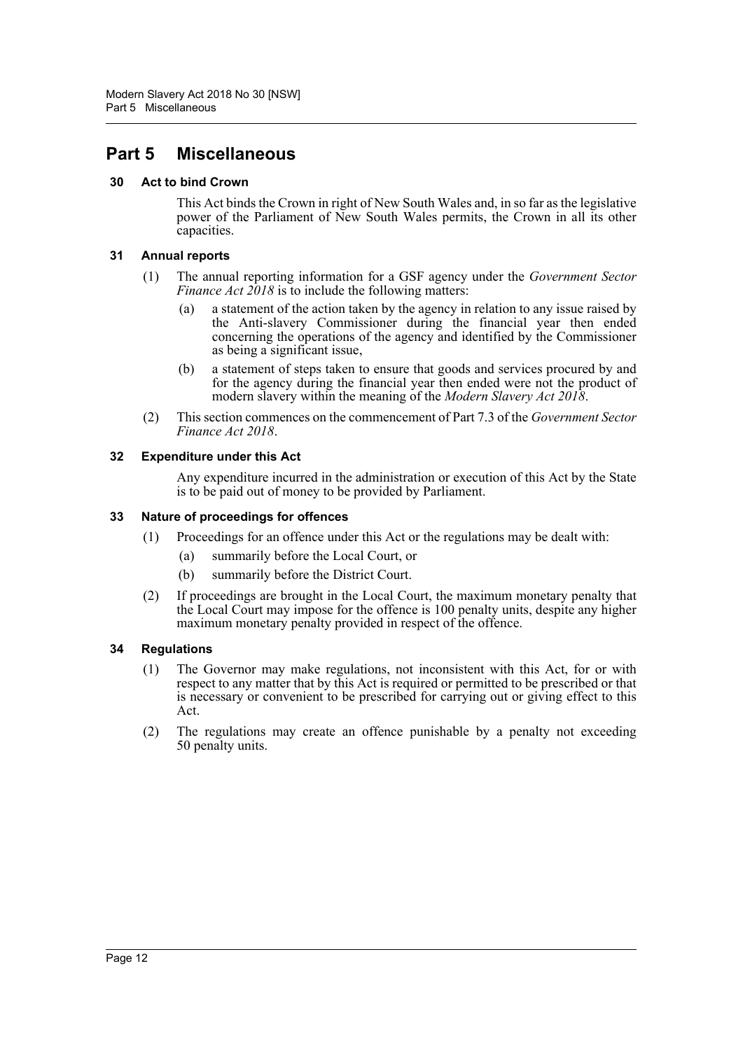# Part 5 Miscellaneous

### 30 Act to bind Crown

This Act binds the Crown in right of New South Wales and, in so far as the legislative power of the Parliament of New South Wales permits, the Crown in all its other capacities.

### 31 Annual reports

(1) The annual reporting information for a GSF agency under the *Government Sector Finance Act 2018* is to include the following matters:

(a) a statement of the action taken by the agency in relation to any issue raised by the Anti-slavery Commissioner during the financial year then ended concerning the operations of the agency and identified by the Commissioner as being a significant issue,

(b) a statement of steps taken to ensure that goods and services procured by and for the agency during the financial year then ended were not the product of modern slavery within the meaning of the *Modern Slavery Act 2018*.

(2) This section commences on the commencement of Part 7.3 of the *Government Sector Finance Act 2018*.

### 32 Expenditure under this Act

Any expenditure incurred in the administration or execution of this Act by the State is to be paid out of money to be provided by Parliament.

### 33 Nature of proceedings for offences

(1) Proceedings for an offence under this Act or the regulations may be dealt with:

(a) summarily before the Local Court, or

(b) summarily before the District Court.

(2) If proceedings are brought in the Local Court, the maximum monetary penalty that the Local Court may impose for the offence is 100 penalty units, despite any higher maximum monetary penalty provided in respect of the offence.

### 34 Regulations

(1) The Governor may make regulations, not inconsistent with this Act, for or with respect to any matter that by this Act is required or permitted to be prescribed or that is necessary or convenient to be prescribed for carrying out or giving effect to this Act.

(2) The regulations may create an offence punishable by a penalty not exceeding 50 penalty units.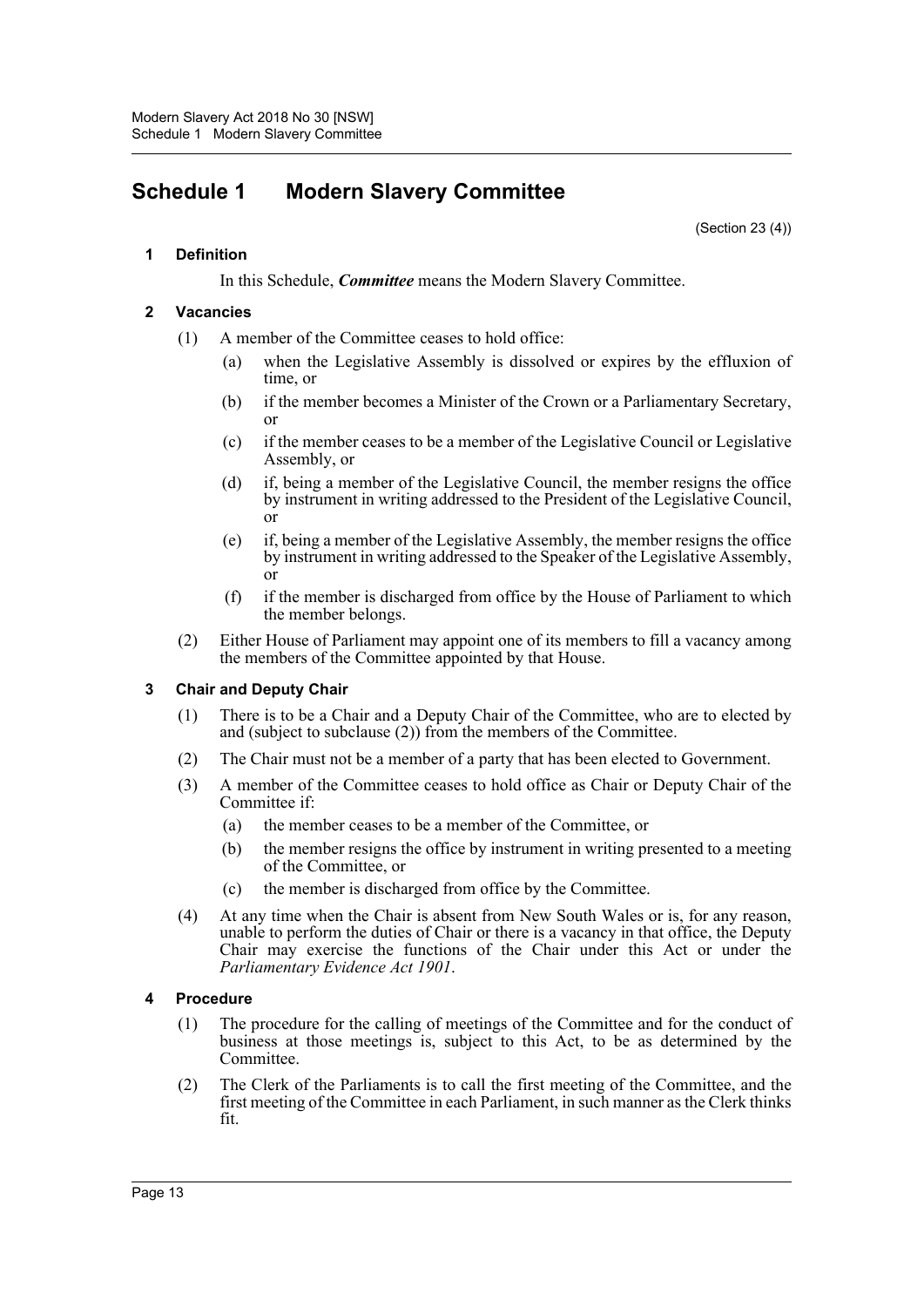# Schedule 1 Modern Slavery Committee

(Section 23 (4))

## 1 Definition

In this Schedule, ***Committee*** means the Modern Slavery Committee.

## 2 Vacancies

(1) A member of the Committee ceases to hold office:

- (a) when the Legislative Assembly is dissolved or expires by the effluxion of time, or
- (b) if the member becomes a Minister of the Crown or a Parliamentary Secretary, or
- (c) if the member ceases to be a member of the Legislative Council or Legislative Assembly, or
- (d) if, being a member of the Legislative Council, the member resigns the office by instrument in writing addressed to the President of the Legislative Council, or
- (e) if, being a member of the Legislative Assembly, the member resigns the office by instrument in writing addressed to the Speaker of the Legislative Assembly, or
- (f) if the member is discharged from office by the House of Parliament to which the member belongs.

(2) Either House of Parliament may appoint one of its members to fill a vacancy among the members of the Committee appointed by that House.

## 3 Chair and Deputy Chair

(1) There is to be a Chair and a Deputy Chair of the Committee, who are to elected by and (subject to subclause (2)) from the members of the Committee.

(2) The Chair must not be a member of a party that has been elected to Government.

(3) A member of the Committee ceases to hold office as Chair or Deputy Chair of the Committee if:

- (a) the member ceases to be a member of the Committee, or
- (b) the member resigns the office by instrument in writing presented to a meeting of the Committee, or
- (c) the member is discharged from office by the Committee.

(4) At any time when the Chair is absent from New South Wales or is, for any reason, unable to perform the duties of Chair or there is a vacancy in that office, the Deputy Chair may exercise the functions of the Chair under this Act or under the *Parliamentary Evidence Act 1901*.

## 4 Procedure

(1) The procedure for the calling of meetings of the Committee and for the conduct of business at those meetings is, subject to this Act, to be as determined by the Committee.

(2) The Clerk of the Parliaments is to call the first meeting of the Committee, and the first meeting of the Committee in each Parliament, in such manner as the Clerk thinks fit.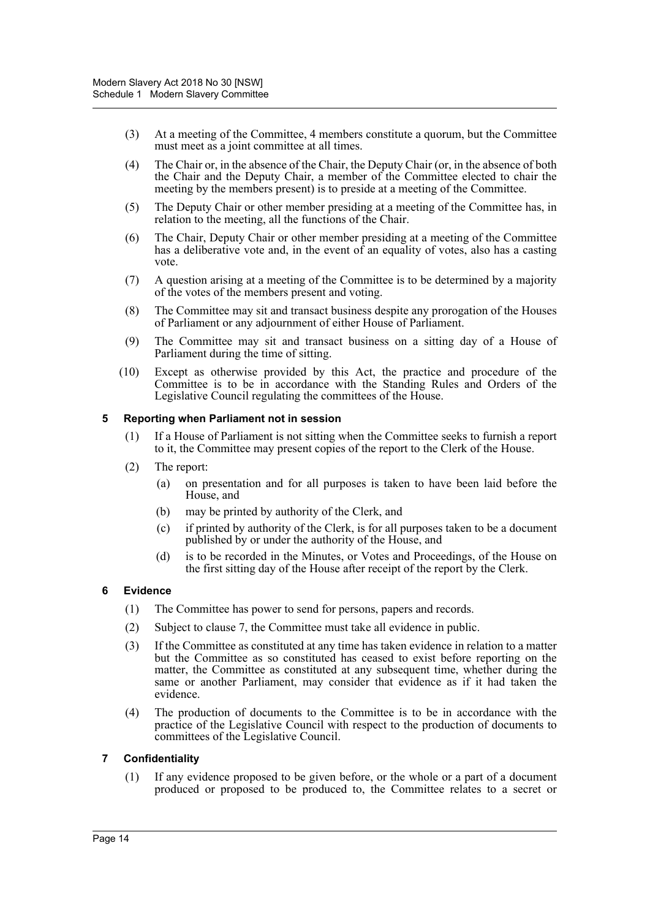(3) At a meeting of the Committee, 4 members constitute a quorum, but the Committee must meet as a joint committee at all times.

(4) The Chair or, in the absence of the Chair, the Deputy Chair (or, in the absence of both the Chair and the Deputy Chair, a member of the Committee elected to chair the meeting by the members present) is to preside at a meeting of the Committee.

(5) The Deputy Chair or other member presiding at a meeting of the Committee has, in relation to the meeting, all the functions of the Chair.

(6) The Chair, Deputy Chair or other member presiding at a meeting of the Committee has a deliberative vote and, in the event of an equality of votes, also has a casting vote.

(7) A question arising at a meeting of the Committee is to be determined by a majority of the votes of the members present and voting.

(8) The Committee may sit and transact business despite any prorogation of the Houses of Parliament or any adjournment of either House of Parliament.

(9) The Committee may sit and transact business on a sitting day of a House of Parliament during the time of sitting.

(10) Except as otherwise provided by this Act, the practice and procedure of the Committee is to be in accordance with the Standing Rules and Orders of the Legislative Council regulating the committees of the House.

### 5 Reporting when Parliament not in session

(1) If a House of Parliament is not sitting when the Committee seeks to furnish a report to it, the Committee may present copies of the report to the Clerk of the House.

(2) The report:

- (a) on presentation and for all purposes is taken to have been laid before the House, and
- (b) may be printed by authority of the Clerk, and
- (c) if printed by authority of the Clerk, is for all purposes taken to be a document published by or under the authority of the House, and
- (d) is to be recorded in the Minutes, or Votes and Proceedings, of the House on the first sitting day of the House after receipt of the report by the Clerk.

### 6 Evidence

(1) The Committee has power to send for persons, papers and records.

(2) Subject to clause 7, the Committee must take all evidence in public.

(3) If the Committee as constituted at any time has taken evidence in relation to a matter but the Committee as so constituted has ceased to exist before reporting on the matter, the Committee as constituted at any subsequent time, whether during the same or another Parliament, may consider that evidence as if it had taken the evidence.

(4) The production of documents to the Committee is to be in accordance with the practice of the Legislative Council with respect to the production of documents to committees of the Legislative Council.

### 7 Confidentiality

(1) If any evidence proposed to be given before, or the whole or a part of a document produced or proposed to be produced to, the Committee relates to a secret or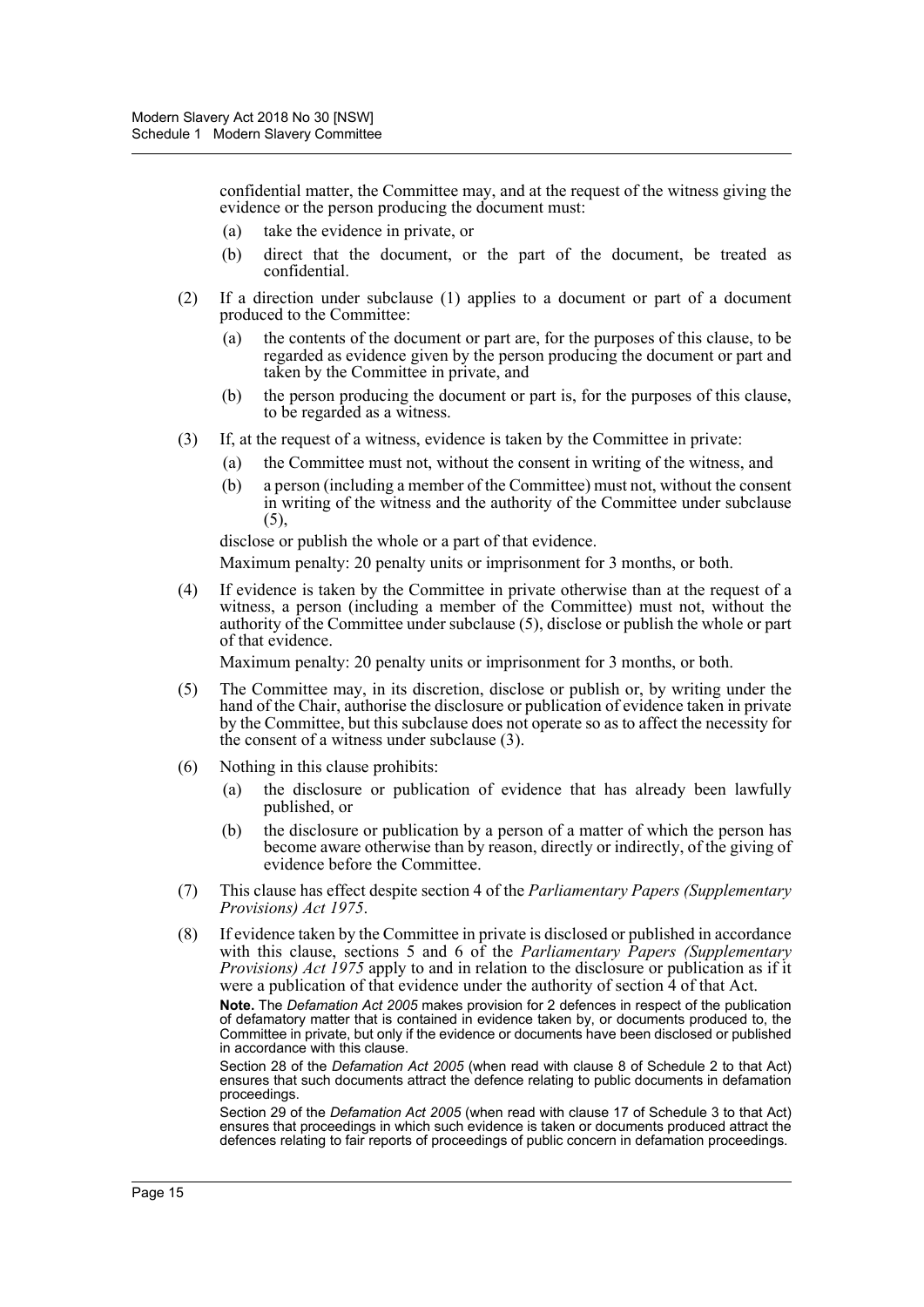confidential matter, the Committee may, and at the request of the witness giving the evidence or the person producing the document must:

(a) take the evidence in private, or

(b) direct that the document, or the part of the document, be treated as confidential.

(2) If a direction under subclause (1) applies to a document or part of a document produced to the Committee:

(a) the contents of the document or part are, for the purposes of this clause, to be regarded as evidence given by the person producing the document or part and taken by the Committee in private, and

(b) the person producing the document or part is, for the purposes of this clause, to be regarded as a witness.

(3) If, at the request of a witness, evidence is taken by the Committee in private:

(a) the Committee must not, without the consent in writing of the witness, and

(b) a person (including a member of the Committee) must not, without the consent in writing of the witness and the authority of the Committee under subclause (5),

disclose or publish the whole or a part of that evidence.

Maximum penalty: 20 penalty units or imprisonment for 3 months, or both.

(4) If evidence is taken by the Committee in private otherwise than at the request of a witness, a person (including a member of the Committee) must not, without the authority of the Committee under subclause (5), disclose or publish the whole or part of that evidence.

Maximum penalty: 20 penalty units or imprisonment for 3 months, or both.

(5) The Committee may, in its discretion, disclose or publish or, by writing under the hand of the Chair, authorise the disclosure or publication of evidence taken in private by the Committee, but this subclause does not operate so as to affect the necessity for the consent of a witness under subclause (3).

(6) Nothing in this clause prohibits:

(a) the disclosure or publication of evidence that has already been lawfully published, or

(b) the disclosure or publication by a person of a matter of which the person has become aware otherwise than by reason, directly or indirectly, of the giving of evidence before the Committee.

(7) This clause has effect despite section 4 of the *Parliamentary Papers (Supplementary Provisions) Act 1975*.

(8) If evidence taken by the Committee in private is disclosed or published in accordance with this clause, sections 5 and 6 of the *Parliamentary Papers (Supplementary Provisions) Act 1975* apply to and in relation to the disclosure or publication as if it were a publication of that evidence under the authority of section 4 of that Act.

**Note.** The *Defamation Act 2005* makes provision for 2 defences in respect of the publication of defamatory matter that is contained in evidence taken by, or documents produced to, the Committee in private, but only if the evidence or documents have been disclosed or published in accordance with this clause.

Section 28 of the *Defamation Act 2005* (when read with clause 8 of Schedule 2 to that Act) ensures that such documents attract the defence relating to public documents in defamation proceedings.

Section 29 of the *Defamation Act 2005* (when read with clause 17 of Schedule 3 to that Act) ensures that proceedings in which such evidence is taken or documents produced attract the defences relating to fair reports of proceedings of public concern in defamation proceedings.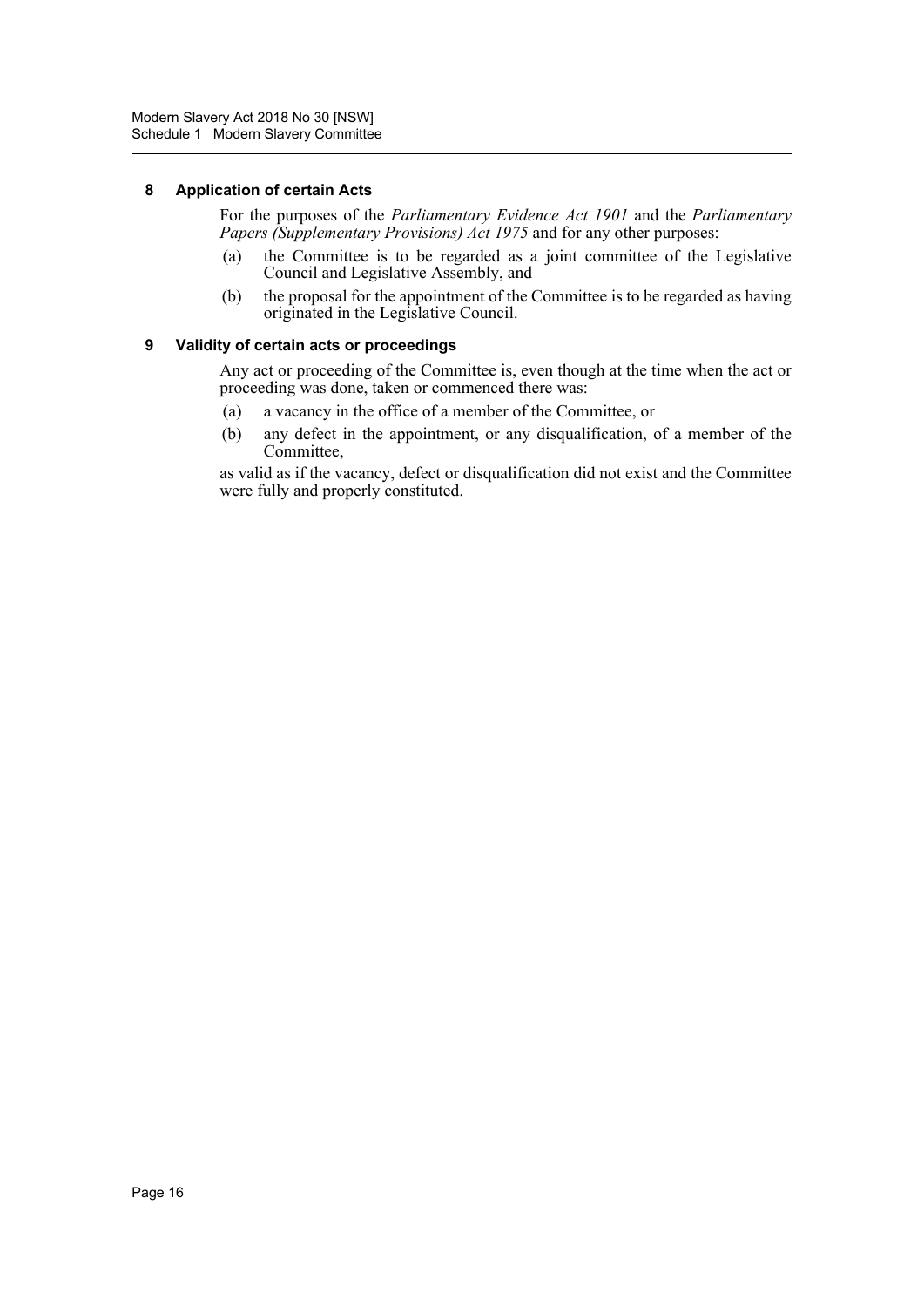### 8 Application of certain Acts

For the purposes of the *Parliamentary Evidence Act 1901* and the *Parliamentary Papers (Supplementary Provisions) Act 1975* and for any other purposes:

(a) the Committee is to be regarded as a joint committee of the Legislative Council and Legislative Assembly, and

(b) the proposal for the appointment of the Committee is to be regarded as having originated in the Legislative Council.

### 9 Validity of certain acts or proceedings

Any act or proceeding of the Committee is, even though at the time when the act or proceeding was done, taken or commenced there was:

(a) a vacancy in the office of a member of the Committee, or

(b) any defect in the appointment, or any disqualification, of a member of the Committee,

as valid as if the vacancy, defect or disqualification did not exist and the Committee were fully and properly constituted.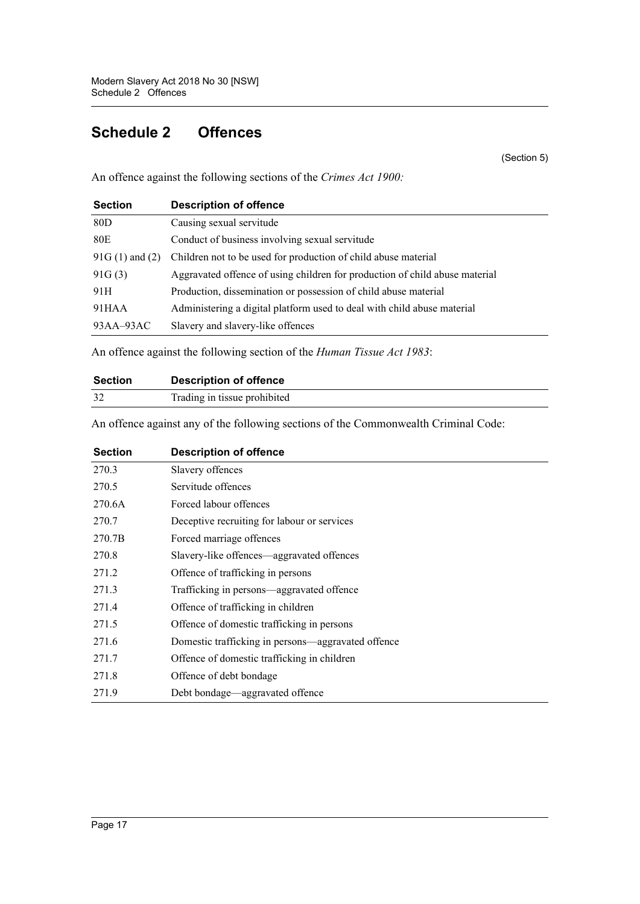# Schedule 2 Offences

(Section 5)

An offence against the following sections of the *Crimes Act 1900:*

| Section | Description of offence |
|---|---|
| 80D | Causing sexual servitude |
| 80E | Conduct of business involving sexual servitude |
| 91G (1) and (2) | Children not to be used for production of child abuse material |
| 91G (3) | Aggravated offence of using children for production of child abuse material |
| 91H | Production, dissemination or possession of child abuse material |
| 91HAA | Administering a digital platform used to deal with child abuse material |
| 93AA–93AC | Slavery and slavery-like offences |

An offence against the following section of the *Human Tissue Act 1983*:

| Section | Description of offence |
|---|---|
| 32 | Trading in tissue prohibited |

An offence against any of the following sections of the Commonwealth Criminal Code:

| Section | Description of offence |
|---|---|
| 270.3 | Slavery offences |
| 270.5 | Servitude offences |
| 270.6A | Forced labour offences |
| 270.7 | Deceptive recruiting for labour or services |
| 270.7B | Forced marriage offences |
| 270.8 | Slavery-like offences—aggravated offences |
| 271.2 | Offence of trafficking in persons |
| 271.3 | Trafficking in persons—aggravated offence |
| 271.4 | Offence of trafficking in children |
| 271.5 | Offence of domestic trafficking in persons |
| 271.6 | Domestic trafficking in persons—aggravated offence |
| 271.7 | Offence of domestic trafficking in children |
| 271.8 | Offence of debt bondage |
| 271.9 | Debt bondage—aggravated offence |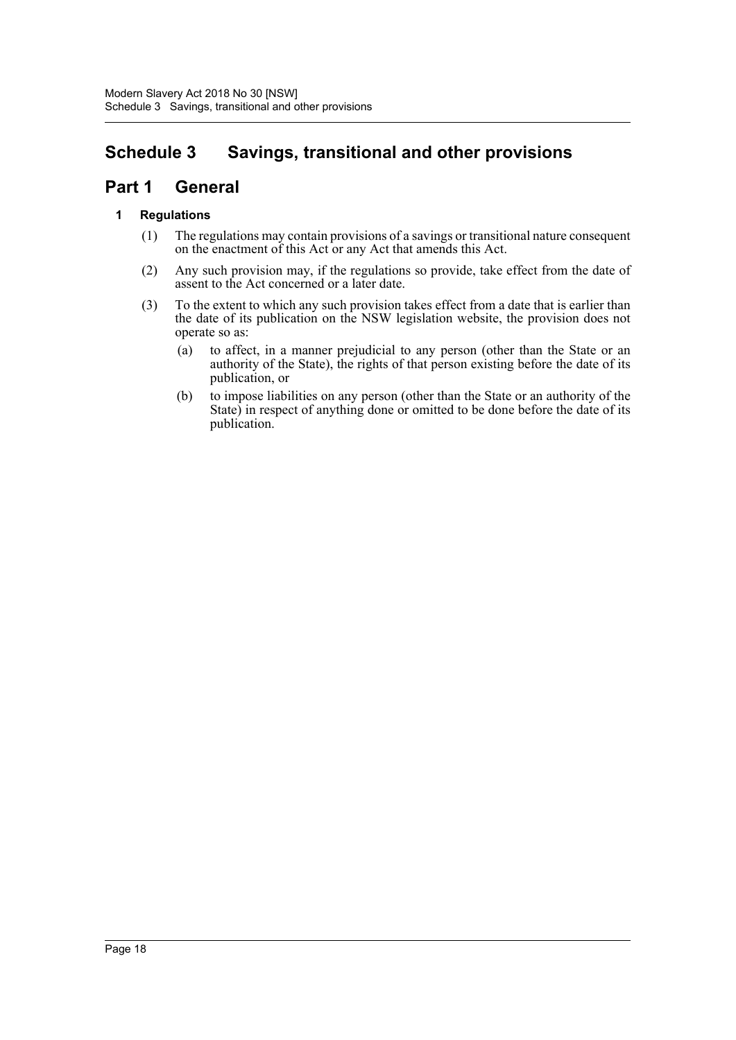# Schedule 3 Savings, transitional and other provisions

## Part 1 General

### 1 Regulations

(1) The regulations may contain provisions of a savings or transitional nature consequent on the enactment of this Act or any Act that amends this Act.

(2) Any such provision may, if the regulations so provide, take effect from the date of assent to the Act concerned or a later date.

(3) To the extent to which any such provision takes effect from a date that is earlier than the date of its publication on the NSW legislation website, the provision does not operate so as:

- (a) to affect, in a manner prejudicial to any person (other than the State or an authority of the State), the rights of that person existing before the date of its publication, or
- (b) to impose liabilities on any person (other than the State or an authority of the State) in respect of anything done or omitted to be done before the date of its publication.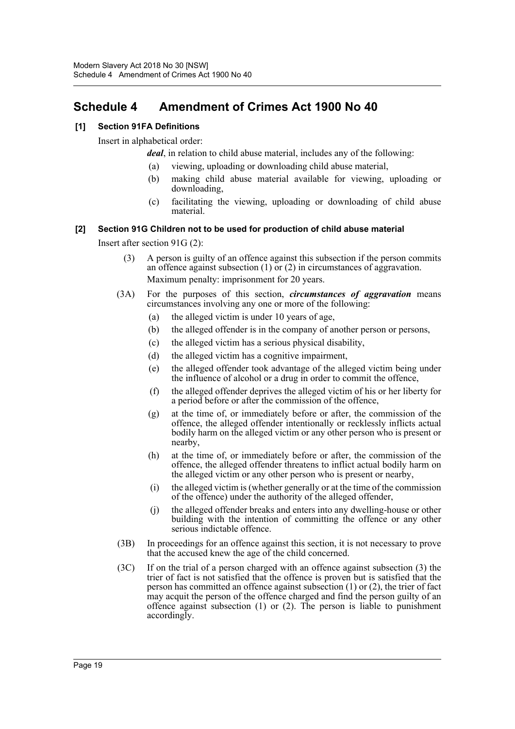# Schedule 4 Amendment of Crimes Act 1900 No 40

### [1] Section 91FA Definitions

Insert in alphabetical order:

***deal***, in relation to child abuse material, includes any of the following:

- (a) viewing, uploading or downloading child abuse material,
- (b) making child abuse material available for viewing, uploading or downloading,
- (c) facilitating the viewing, uploading or downloading of child abuse material.

### [2] Section 91G Children not to be used for production of child abuse material

Insert after section 91G (2):

(3) A person is guilty of an offence against this subsection if the person commits an offence against subsection (1) or (2) in circumstances of aggravation.

Maximum penalty: imprisonment for 20 years.

(3A) For the purposes of this section, ***circumstances of aggravation*** means circumstances involving any one or more of the following:

- (a) the alleged victim is under 10 years of age,
- (b) the alleged offender is in the company of another person or persons,
- (c) the alleged victim has a serious physical disability,
- (d) the alleged victim has a cognitive impairment,
- (e) the alleged offender took advantage of the alleged victim being under the influence of alcohol or a drug in order to commit the offence,
- (f) the alleged offender deprives the alleged victim of his or her liberty for a period before or after the commission of the offence,
- (g) at the time of, or immediately before or after, the commission of the offence, the alleged offender intentionally or recklessly inflicts actual bodily harm on the alleged victim or any other person who is present or nearby,
- (h) at the time of, or immediately before or after, the commission of the offence, the alleged offender threatens to inflict actual bodily harm on the alleged victim or any other person who is present or nearby,
- (i) the alleged victim is (whether generally or at the time of the commission of the offence) under the authority of the alleged offender,
- (j) the alleged offender breaks and enters into any dwelling-house or other building with the intention of committing the offence or any other serious indictable offence.

(3B) In proceedings for an offence against this section, it is not necessary to prove that the accused knew the age of the child concerned.

(3C) If on the trial of a person charged with an offence against subsection (3) the trier of fact is not satisfied that the offence is proven but is satisfied that the person has committed an offence against subsection (1) or (2), the trier of fact may acquit the person of the offence charged and find the person guilty of an offence against subsection (1) or (2). The person is liable to punishment accordingly.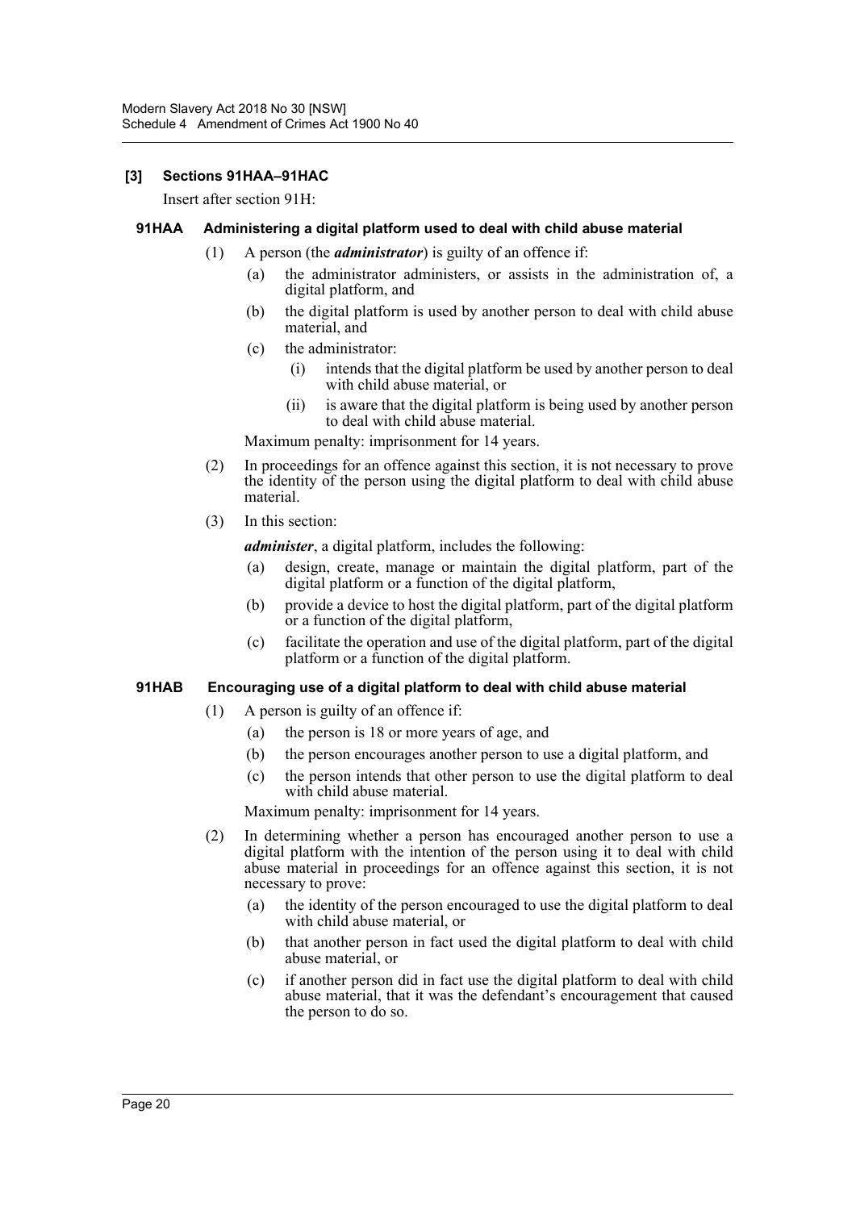### [3] Sections 91HAA–91HAC

Insert after section 91H:

#### 91HAA Administering a digital platform used to deal with child abuse material

(1) A person (the ***administrator***) is guilty of an offence if:

- (a) the administrator administers, or assists in the administration of, a digital platform, and
- (b) the digital platform is used by another person to deal with child abuse material, and
- (c) the administrator:
  - (i) intends that the digital platform be used by another person to deal with child abuse material, or
  - (ii) is aware that the digital platform is being used by another person to deal with child abuse material.

Maximum penalty: imprisonment for 14 years.

(2) In proceedings for an offence against this section, it is not necessary to prove the identity of the person using the digital platform to deal with child abuse material.

(3) In this section:

***administer***, a digital platform, includes the following:

- (a) design, create, manage or maintain the digital platform, part of the digital platform or a function of the digital platform,
- (b) provide a device to host the digital platform, part of the digital platform or a function of the digital platform,
- (c) facilitate the operation and use of the digital platform, part of the digital platform or a function of the digital platform.

#### 91HAB Encouraging use of a digital platform to deal with child abuse material

(1) A person is guilty of an offence if:

- (a) the person is 18 or more years of age, and
- (b) the person encourages another person to use a digital platform, and
- (c) the person intends that other person to use the digital platform to deal with child abuse material.

Maximum penalty: imprisonment for 14 years.

(2) In determining whether a person has encouraged another person to use a digital platform with the intention of the person using it to deal with child abuse material in proceedings for an offence against this section, it is not necessary to prove:

- (a) the identity of the person encouraged to use the digital platform to deal with child abuse material, or
- (b) that another person in fact used the digital platform to deal with child abuse material, or
- (c) if another person did in fact use the digital platform to deal with child abuse material, that it was the defendant's encouragement that caused the person to do so.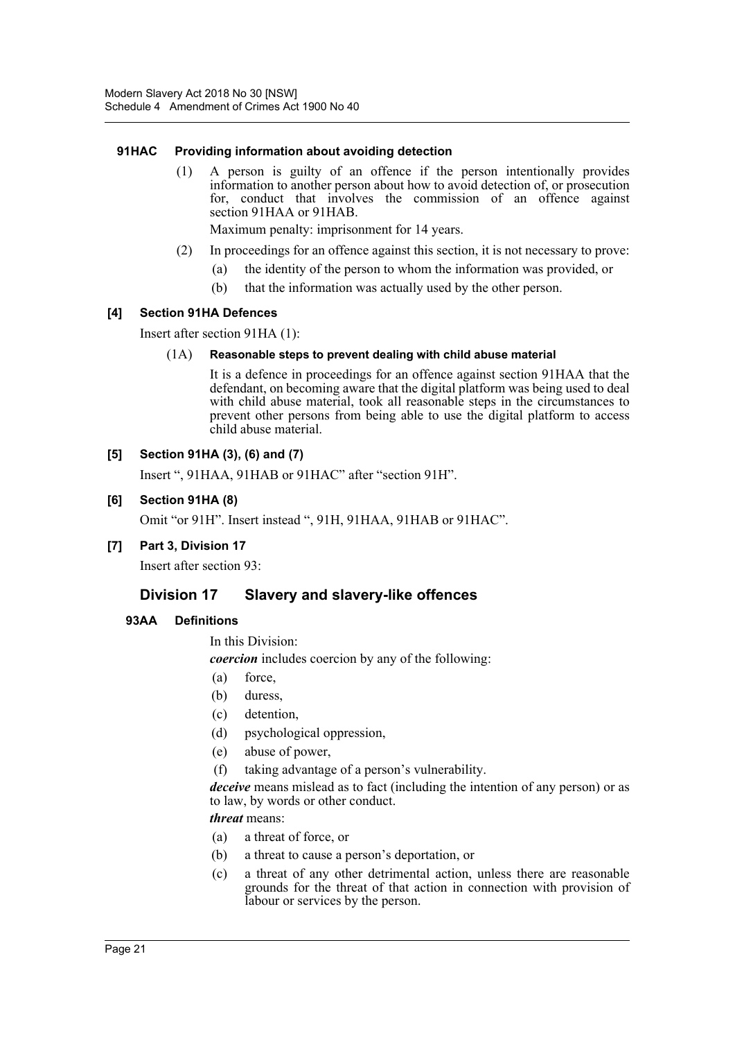#### 91HAC Providing information about avoiding detection

(1) A person is guilty of an offence if the person intentionally provides information to another person about how to avoid detection of, or prosecution for, conduct that involves the commission of an offence against section 91HAA or 91HAB.

Maximum penalty: imprisonment for 14 years.

(2) In proceedings for an offence against this section, it is not necessary to prove:

(a) the identity of the person to whom the information was provided, or

(b) that the information was actually used by the other person.

#### [4] Section 91HA Defences

Insert after section 91HA (1):

(1A) **Reasonable steps to prevent dealing with child abuse material**

It is a defence in proceedings for an offence against section 91HAA that the defendant, on becoming aware that the digital platform was being used to deal with child abuse material, took all reasonable steps in the circumstances to prevent other persons from being able to use the digital platform to access child abuse material.

#### [5] Section 91HA (3), (6) and (7)

Insert ", 91HAA, 91HAB or 91HAC" after "section 91H".

#### [6] Section 91HA (8)

Omit "or 91H". Insert instead ", 91H, 91HAA, 91HAB or 91HAC".

#### [7] Part 3, Division 17

Insert after section 93:

## Division 17 Slavery and slavery-like offences

#### 93AA Definitions

In this Division:

***coercion*** includes coercion by any of the following:

(a) force,

(b) duress,

(c) detention,

(d) psychological oppression,

(e) abuse of power,

(f) taking advantage of a person's vulnerability.

***deceive*** means mislead as to fact (including the intention of any person) or as to law, by words or other conduct.

***threat*** means:

(a) a threat of force, or

(b) a threat to cause a person's deportation, or

(c) a threat of any other detrimental action, unless there are reasonable grounds for the threat of that action in connection with provision of labour or services by the person.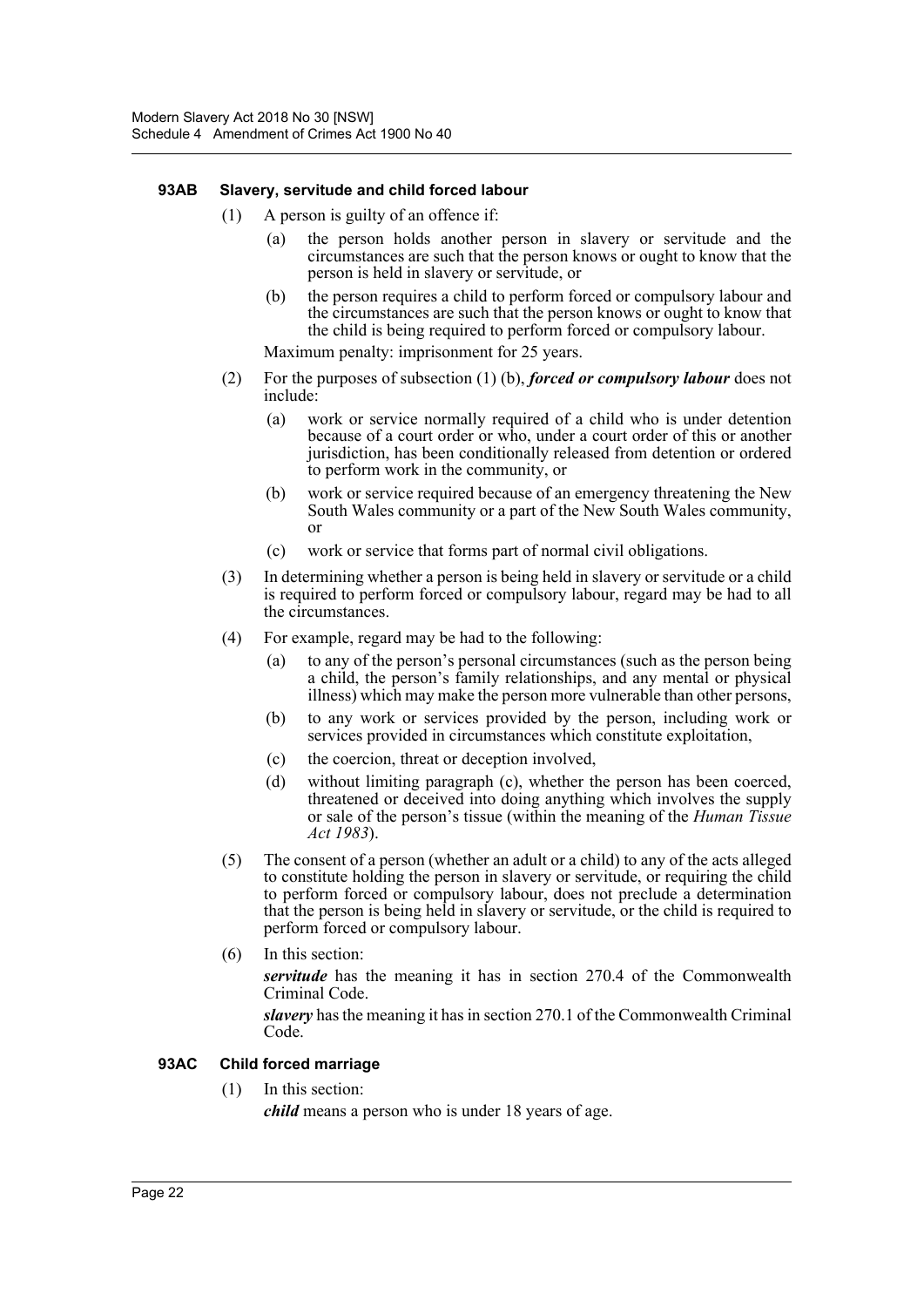#### 93AB Slavery, servitude and child forced labour

(1) A person is guilty of an offence if:

   (a) the person holds another person in slavery or servitude and the circumstances are such that the person knows or ought to know that the person is held in slavery or servitude, or

   (b) the person requires a child to perform forced or compulsory labour and the circumstances are such that the person knows or ought to know that the child is being required to perform forced or compulsory labour.

   Maximum penalty: imprisonment for 25 years.

(2) For the purposes of subsection (1) (b), ***forced or compulsory labour*** does not include:

   (a) work or service normally required of a child who is under detention because of a court order or who, under a court order of this or another jurisdiction, has been conditionally released from detention or ordered to perform work in the community, or

   (b) work or service required because of an emergency threatening the New South Wales community or a part of the New South Wales community, or

   (c) work or service that forms part of normal civil obligations.

(3) In determining whether a person is being held in slavery or servitude or a child is required to perform forced or compulsory labour, regard may be had to all the circumstances.

(4) For example, regard may be had to the following:

   (a) to any of the person's personal circumstances (such as the person being a child, the person's family relationships, and any mental or physical illness) which may make the person more vulnerable than other persons,

   (b) to any work or services provided by the person, including work or services provided in circumstances which constitute exploitation,

   (c) the coercion, threat or deception involved,

   (d) without limiting paragraph (c), whether the person has been coerced, threatened or deceived into doing anything which involves the supply or sale of the person's tissue (within the meaning of the *Human Tissue Act 1983*).

(5) The consent of a person (whether an adult or a child) to any of the acts alleged to constitute holding the person in slavery or servitude, or requiring the child to perform forced or compulsory labour, does not preclude a determination that the person is being held in slavery or servitude, or the child is required to perform forced or compulsory labour.

(6) In this section:

   ***servitude*** has the meaning it has in section 270.4 of the Commonwealth Criminal Code.

   ***slavery*** has the meaning it has in section 270.1 of the Commonwealth Criminal Code.

#### 93AC Child forced marriage

(1) In this section:

   ***child*** means a person who is under 18 years of age.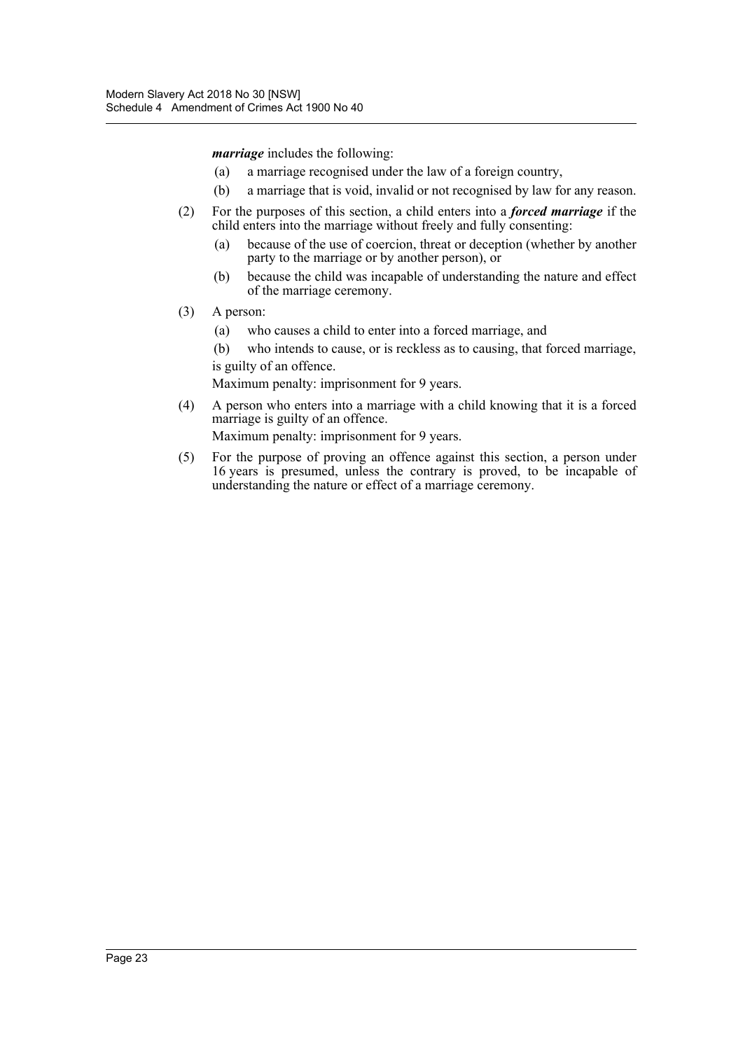***marriage*** includes the following:

(a) a marriage recognised under the law of a foreign country,

(b) a marriage that is void, invalid or not recognised by law for any reason.

(2) For the purposes of this section, a child enters into a ***forced marriage*** if the child enters into the marriage without freely and fully consenting:

(a) because of the use of coercion, threat or deception (whether by another party to the marriage or by another person), or

(b) because the child was incapable of understanding the nature and effect of the marriage ceremony.

(3) A person:

(a) who causes a child to enter into a forced marriage, and

(b) who intends to cause, or is reckless as to causing, that forced marriage,

is guilty of an offence.

Maximum penalty: imprisonment for 9 years.

(4) A person who enters into a marriage with a child knowing that it is a forced marriage is guilty of an offence.

Maximum penalty: imprisonment for 9 years.

(5) For the purpose of proving an offence against this section, a person under 16 years is presumed, unless the contrary is proved, to be incapable of understanding the nature or effect of a marriage ceremony.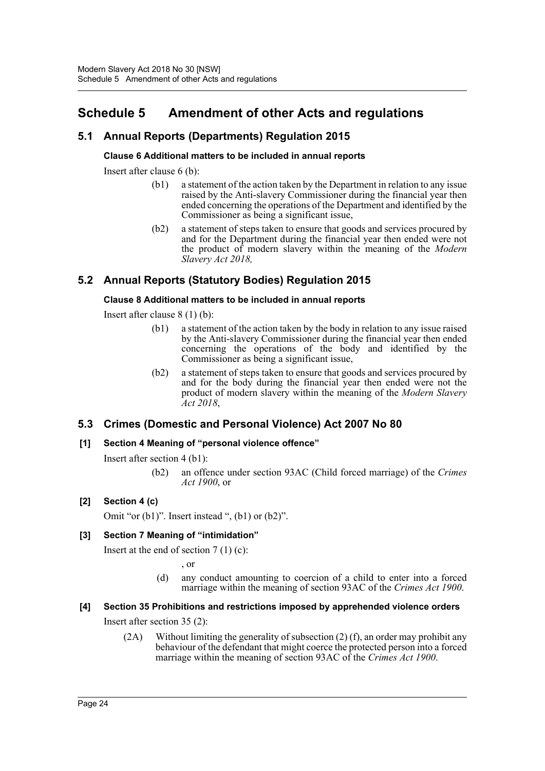# Schedule 5 Amendment of other Acts and regulations

## 5.1 Annual Reports (Departments) Regulation 2015

### Clause 6 Additional matters to be included in annual reports

Insert after clause 6 (b):

> (b1) a statement of the action taken by the Department in relation to any issue raised by the Anti-slavery Commissioner during the financial year then ended concerning the operations of the Department and identified by the Commissioner as being a significant issue,
>
> (b2) a statement of steps taken to ensure that goods and services procured by and for the Department during the financial year then ended were not the product of modern slavery within the meaning of the *Modern Slavery Act 2018,*

## 5.2 Annual Reports (Statutory Bodies) Regulation 2015

### Clause 8 Additional matters to be included in annual reports

Insert after clause 8 (1) (b):

> (b1) a statement of the action taken by the body in relation to any issue raised by the Anti-slavery Commissioner during the financial year then ended concerning the operations of the body and identified by the Commissioner as being a significant issue,
>
> (b2) a statement of steps taken to ensure that goods and services procured by and for the body during the financial year then ended were not the product of modern slavery within the meaning of the *Modern Slavery Act 2018*,

## 5.3 Crimes (Domestic and Personal Violence) Act 2007 No 80

### [1] Section 4 Meaning of "personal violence offence"

Insert after section 4 (b1):

> (b2) an offence under section 93AC (Child forced marriage) of the *Crimes Act 1900*, or

### [2] Section 4 (c)

Omit "or (b1)". Insert instead ", (b1) or (b2)".

### [3] Section 7 Meaning of "intimidation"

Insert at the end of section 7 (1) (c):

> , or
>
> (d) any conduct amounting to coercion of a child to enter into a forced marriage within the meaning of section 93AC of the *Crimes Act 1900*.

### [4] Section 35 Prohibitions and restrictions imposed by apprehended violence orders

Insert after section 35 (2):

> (2A) Without limiting the generality of subsection (2) (f), an order may prohibit any behaviour of the defendant that might coerce the protected person into a forced marriage within the meaning of section 93AC of the *Crimes Act 1900*.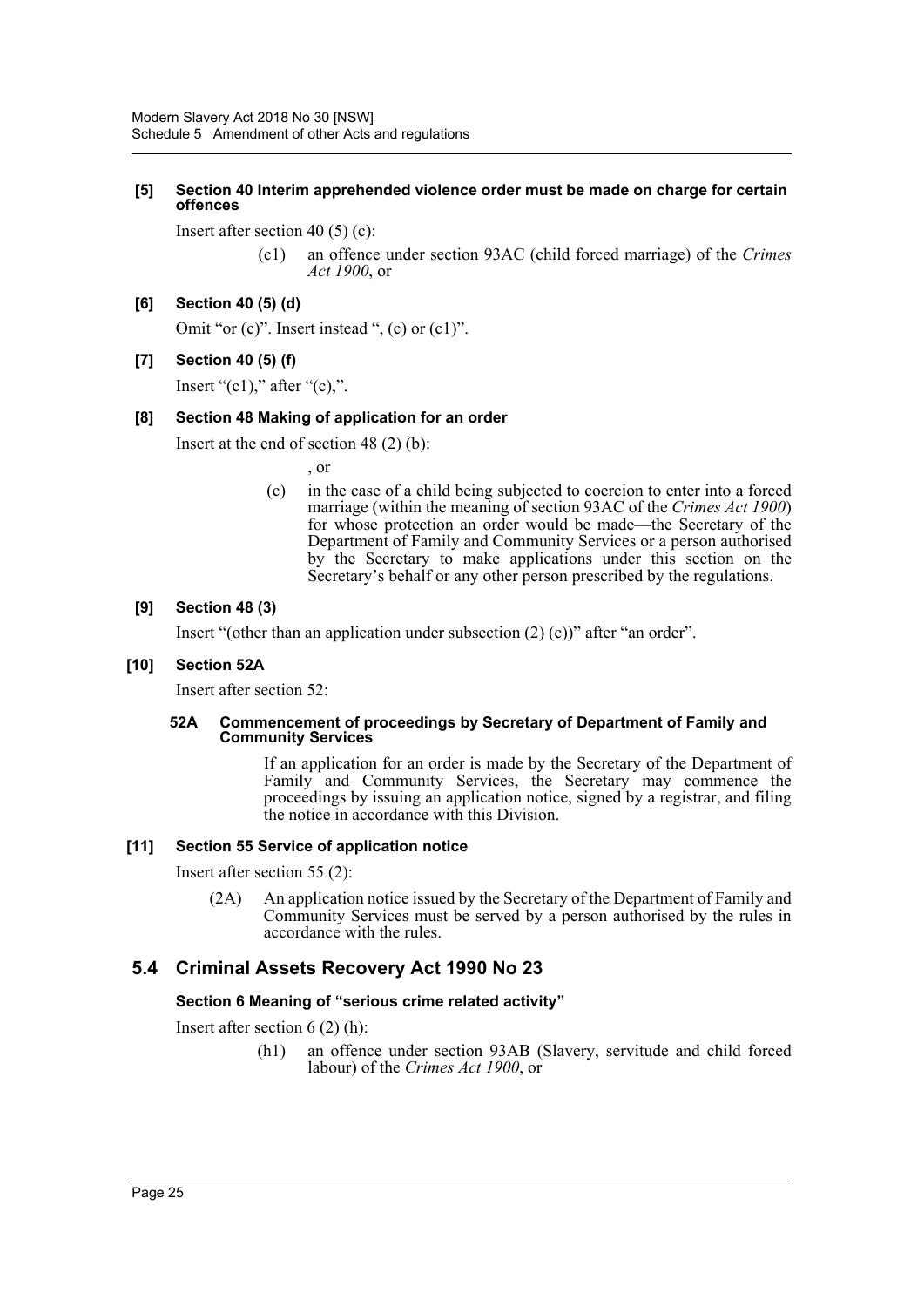**[5] Section 40 Interim apprehended violence order must be made on charge for certain offences**

Insert after section 40 (5) (c):

(c1) an offence under section 93AC (child forced marriage) of the *Crimes Act 1900*, or

**[6] Section 40 (5) (d)**

Omit "or (c)". Insert instead ", (c) or (c1)".

**[7] Section 40 (5) (f)**

Insert "(c1)," after "(c),".

**[8] Section 48 Making of application for an order**

Insert at the end of section 48 (2) (b):

, or

(c) in the case of a child being subjected to coercion to enter into a forced marriage (within the meaning of section 93AC of the *Crimes Act 1900*) for whose protection an order would be made—the Secretary of the Department of Family and Community Services or a person authorised by the Secretary to make applications under this section on the Secretary's behalf or any other person prescribed by the regulations.

**[9] Section 48 (3)**

Insert "(other than an application under subsection (2) (c))" after "an order".

**[10] Section 52A**

Insert after section 52:

**52A Commencement of proceedings by Secretary of Department of Family and Community Services**

If an application for an order is made by the Secretary of the Department of Family and Community Services, the Secretary may commence the proceedings by issuing an application notice, signed by a registrar, and filing the notice in accordance with this Division.

**[11] Section 55 Service of application notice**

Insert after section 55 (2):

(2A) An application notice issued by the Secretary of the Department of Family and Community Services must be served by a person authorised by the rules in accordance with the rules.

## 5.4 Criminal Assets Recovery Act 1990 No 23

**Section 6 Meaning of "serious crime related activity"**

Insert after section 6 (2) (h):

(h1) an offence under section 93AB (Slavery, servitude and child forced labour) of the *Crimes Act 1900*, or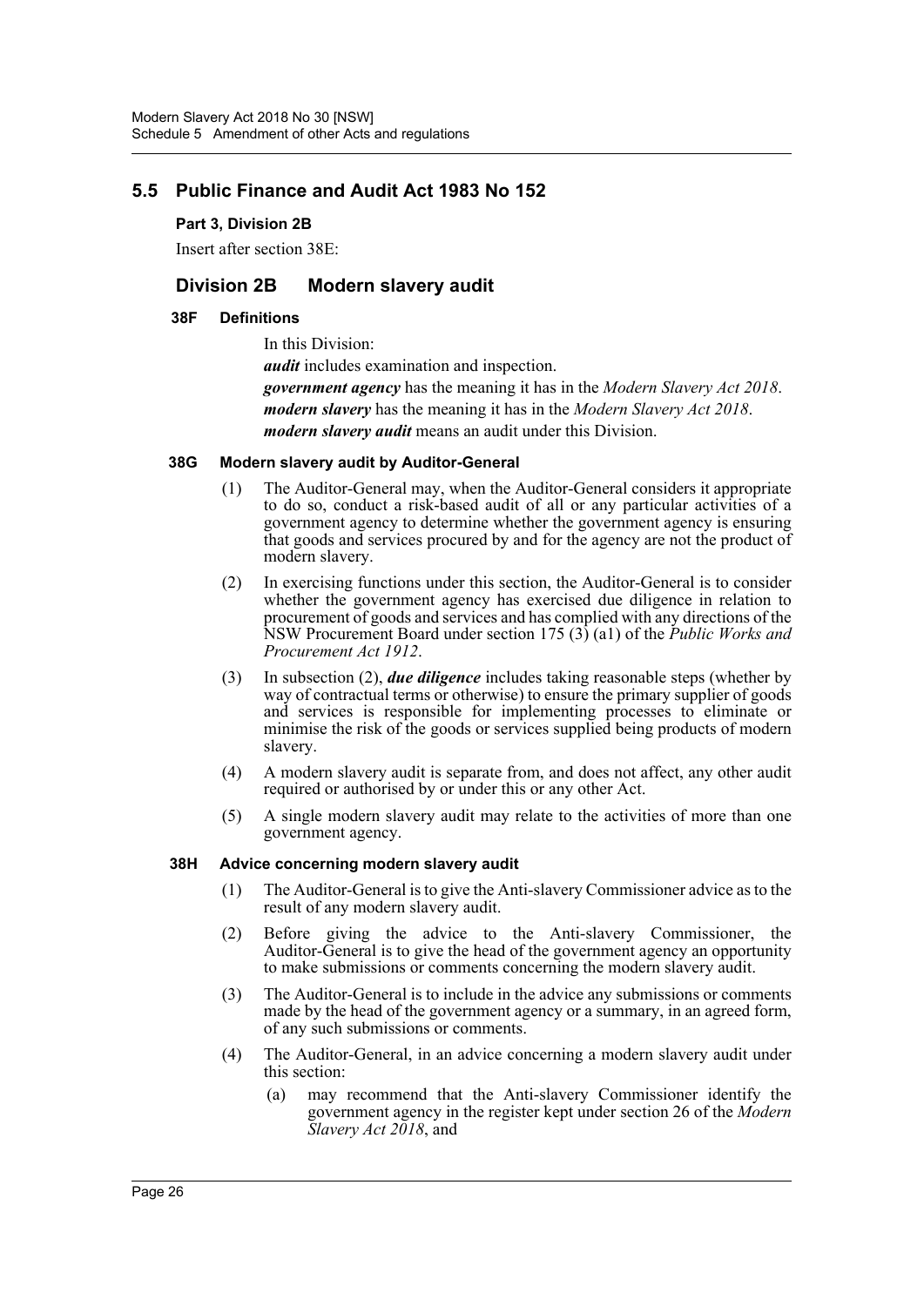## 5.5 Public Finance and Audit Act 1983 No 152

**Part 3, Division 2B**

Insert after section 38E:

### Division 2B Modern slavery audit

#### 38F Definitions

In this Division:

***audit*** includes examination and inspection.

***government agency*** has the meaning it has in the *Modern Slavery Act 2018*.

***modern slavery*** has the meaning it has in the *Modern Slavery Act 2018*.

***modern slavery audit*** means an audit under this Division.

#### 38G Modern slavery audit by Auditor-General

(1) The Auditor-General may, when the Auditor-General considers it appropriate to do so, conduct a risk-based audit of all or any particular activities of a government agency to determine whether the government agency is ensuring that goods and services procured by and for the agency are not the product of modern slavery.

(2) In exercising functions under this section, the Auditor-General is to consider whether the government agency has exercised due diligence in relation to procurement of goods and services and has complied with any directions of the NSW Procurement Board under section 175 (3) (a1) of the *Public Works and Procurement Act 1912*.

(3) In subsection (2), ***due diligence*** includes taking reasonable steps (whether by way of contractual terms or otherwise) to ensure the primary supplier of goods and services is responsible for implementing processes to eliminate or minimise the risk of the goods or services supplied being products of modern slavery.

(4) A modern slavery audit is separate from, and does not affect, any other audit required or authorised by or under this or any other Act.

(5) A single modern slavery audit may relate to the activities of more than one government agency.

#### 38H Advice concerning modern slavery audit

(1) The Auditor-General is to give the Anti-slavery Commissioner advice as to the result of any modern slavery audit.

(2) Before giving the advice to the Anti-slavery Commissioner, the Auditor-General is to give the head of the government agency an opportunity to make submissions or comments concerning the modern slavery audit.

(3) The Auditor-General is to include in the advice any submissions or comments made by the head of the government agency or a summary, in an agreed form, of any such submissions or comments.

(4) The Auditor-General, in an advice concerning a modern slavery audit under this section:

(a) may recommend that the Anti-slavery Commissioner identify the government agency in the register kept under section 26 of the *Modern Slavery Act 2018*, and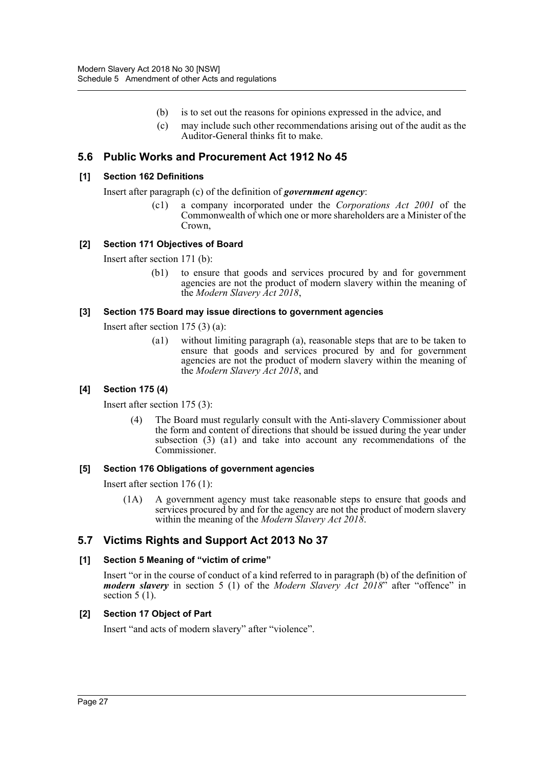(b) is to set out the reasons for opinions expressed in the advice, and

(c) may include such other recommendations arising out of the audit as the Auditor-General thinks fit to make.

## 5.6 Public Works and Procurement Act 1912 No 45

### [1] Section 162 Definitions

Insert after paragraph (c) of the definition of ***government agency***:

> (c1) a company incorporated under the *Corporations Act 2001* of the Commonwealth of which one or more shareholders are a Minister of the Crown,

### [2] Section 171 Objectives of Board

Insert after section 171 (b):

> (b1) to ensure that goods and services procured by and for government agencies are not the product of modern slavery within the meaning of the *Modern Slavery Act 2018*,

### [3] Section 175 Board may issue directions to government agencies

Insert after section 175 (3) (a):

> (a1) without limiting paragraph (a), reasonable steps that are to be taken to ensure that goods and services procured by and for government agencies are not the product of modern slavery within the meaning of the *Modern Slavery Act 2018*, and

### [4] Section 175 (4)

Insert after section 175 (3):

> (4) The Board must regularly consult with the Anti-slavery Commissioner about the form and content of directions that should be issued during the year under subsection (3) (a1) and take into account any recommendations of the Commissioner.

### [5] Section 176 Obligations of government agencies

Insert after section 176 (1):

> (1A) A government agency must take reasonable steps to ensure that goods and services procured by and for the agency are not the product of modern slavery within the meaning of the *Modern Slavery Act 2018*.

## 5.7 Victims Rights and Support Act 2013 No 37

### [1] Section 5 Meaning of "victim of crime"

Insert "or in the course of conduct of a kind referred to in paragraph (b) of the definition of ***modern slavery*** in section 5 (1) of the *Modern Slavery Act 2018*" after "offence" in section 5 (1).

### [2] Section 17 Object of Part

Insert "and acts of modern slavery" after "violence".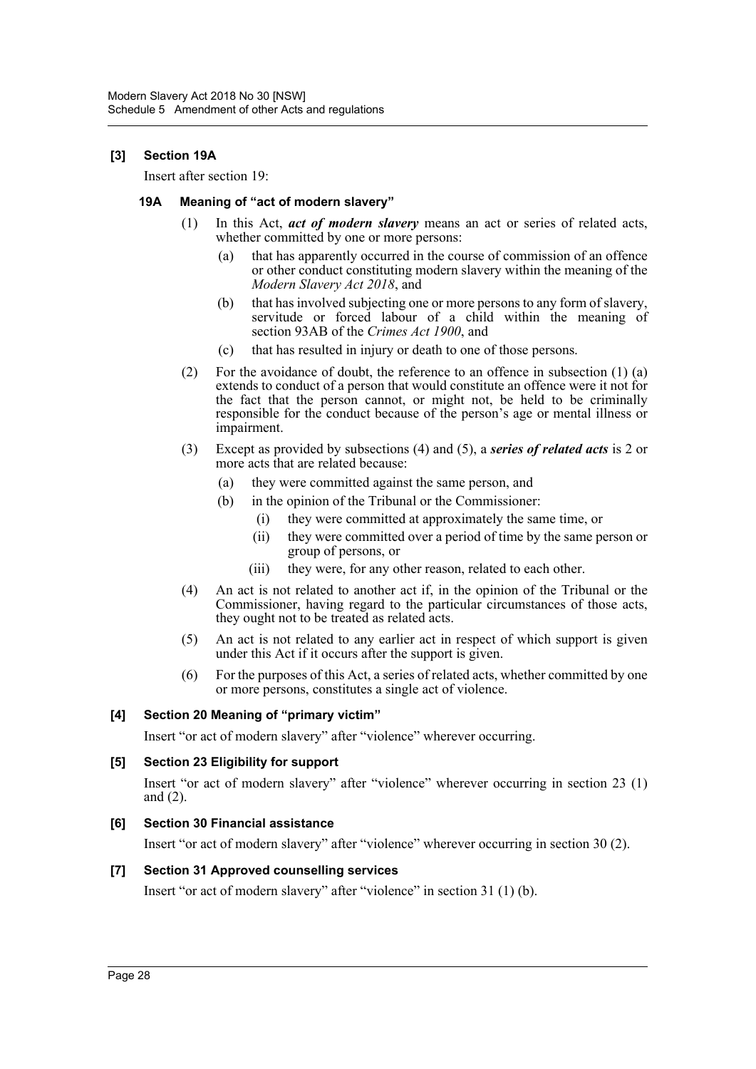**[3] Section 19A**

Insert after section 19:

**19A Meaning of "act of modern slavery"**

(1) In this Act, ***act of modern slavery*** means an act or series of related acts, whether committed by one or more persons:

(a) that has apparently occurred in the course of commission of an offence or other conduct constituting modern slavery within the meaning of the *Modern Slavery Act 2018*, and

(b) that has involved subjecting one or more persons to any form of slavery, servitude or forced labour of a child within the meaning of section 93AB of the *Crimes Act 1900*, and

(c) that has resulted in injury or death to one of those persons.

(2) For the avoidance of doubt, the reference to an offence in subsection (1) (a) extends to conduct of a person that would constitute an offence were it not for the fact that the person cannot, or might not, be held to be criminally responsible for the conduct because of the person's age or mental illness or impairment.

(3) Except as provided by subsections (4) and (5), a ***series of related acts*** is 2 or more acts that are related because:

(a) they were committed against the same person, and

(b) in the opinion of the Tribunal or the Commissioner:

(i) they were committed at approximately the same time, or

(ii) they were committed over a period of time by the same person or group of persons, or

(iii) they were, for any other reason, related to each other.

(4) An act is not related to another act if, in the opinion of the Tribunal or the Commissioner, having regard to the particular circumstances of those acts, they ought not to be treated as related acts.

(5) An act is not related to any earlier act in respect of which support is given under this Act if it occurs after the support is given.

(6) For the purposes of this Act, a series of related acts, whether committed by one or more persons, constitutes a single act of violence.

**[4] Section 20 Meaning of "primary victim"**

Insert "or act of modern slavery" after "violence" wherever occurring.

**[5] Section 23 Eligibility for support**

Insert "or act of modern slavery" after "violence" wherever occurring in section 23 (1) and (2).

**[6] Section 30 Financial assistance**

Insert "or act of modern slavery" after "violence" wherever occurring in section 30 (2).

**[7] Section 31 Approved counselling services**

Insert "or act of modern slavery" after "violence" in section 31 (1) (b).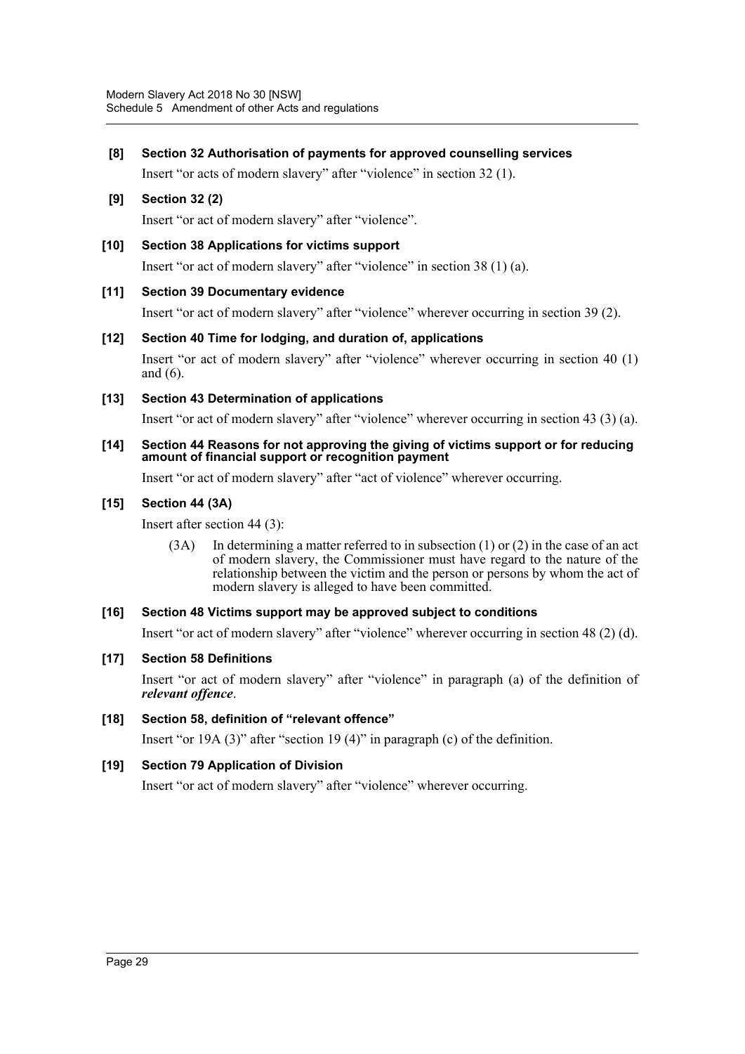**[8] Section 32 Authorisation of payments for approved counselling services**

Insert "or acts of modern slavery" after "violence" in section 32 (1).

**[9] Section 32 (2)**

Insert "or act of modern slavery" after "violence".

**[10] Section 38 Applications for victims support**

Insert "or act of modern slavery" after "violence" in section 38 (1) (a).

**[11] Section 39 Documentary evidence**

Insert "or act of modern slavery" after "violence" wherever occurring in section 39 (2).

**[12] Section 40 Time for lodging, and duration of, applications**

Insert "or act of modern slavery" after "violence" wherever occurring in section 40 (1) and (6).

**[13] Section 43 Determination of applications**

Insert "or act of modern slavery" after "violence" wherever occurring in section 43 (3) (a).

**[14] Section 44 Reasons for not approving the giving of victims support or for reducing amount of financial support or recognition payment**

Insert "or act of modern slavery" after "act of violence" wherever occurring.

**[15] Section 44 (3A)**

Insert after section 44 (3):

(3A) In determining a matter referred to in subsection (1) or (2) in the case of an act of modern slavery, the Commissioner must have regard to the nature of the relationship between the victim and the person or persons by whom the act of modern slavery is alleged to have been committed.

**[16] Section 48 Victims support may be approved subject to conditions**

Insert "or act of modern slavery" after "violence" wherever occurring in section 48 (2) (d).

**[17] Section 58 Definitions**

Insert "or act of modern slavery" after "violence" in paragraph (a) of the definition of ***relevant offence***.

**[18] Section 58, definition of "relevant offence"**

Insert "or 19A (3)" after "section 19 (4)" in paragraph (c) of the definition.

**[19] Section 79 Application of Division**

Insert "or act of modern slavery" after "violence" wherever occurring.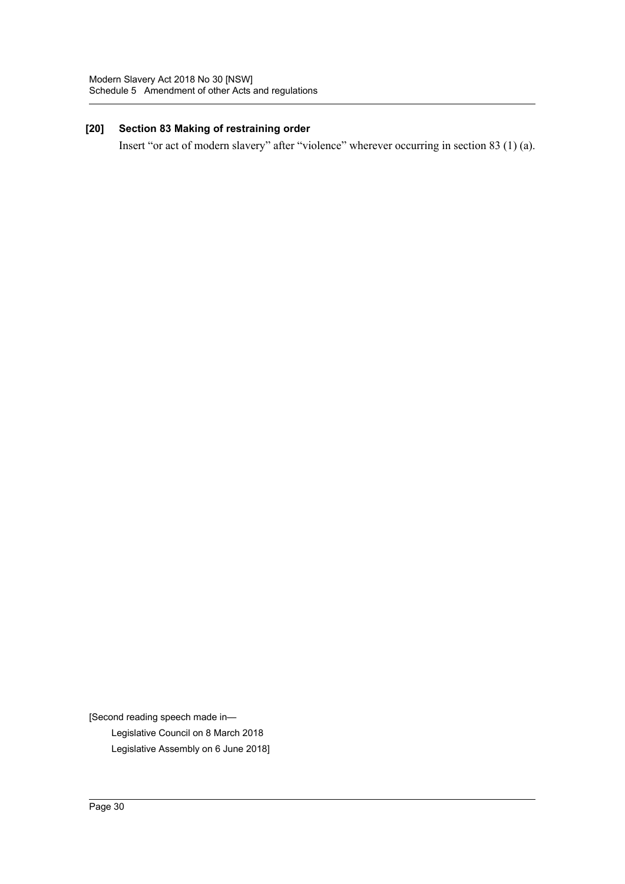### [20] Section 83 Making of restraining order

Insert "or act of modern slavery" after "violence" wherever occurring in section 83 (1) (a).

[Second reading speech made in—

Legislative Council on 8 March 2018

Legislative Assembly on 6 June 2018]